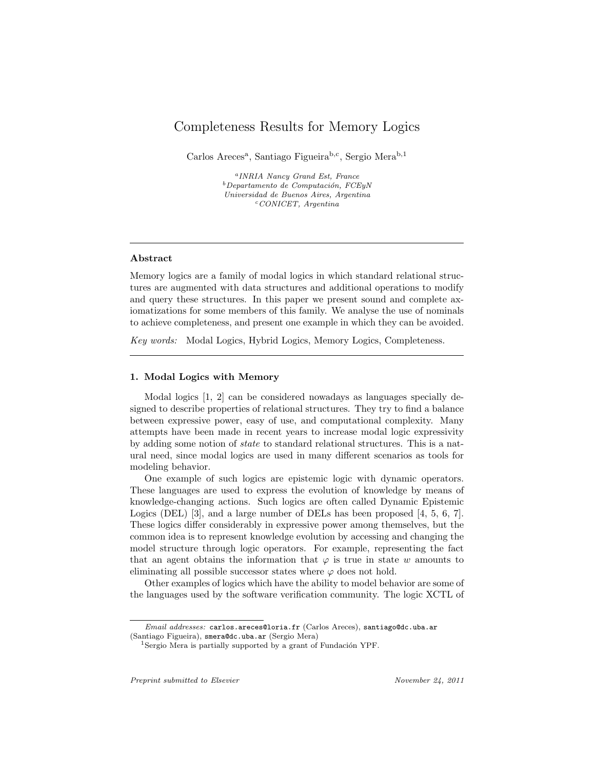# Completeness Results for Memory Logics

Carlos Areces[a], Santiago Figueira[b,c], Sergio Mera[b,1]

[a] *INRIA Nancy Grand Est, France*
[b] *Departamento de Computación, FCEyN*
*Universidad de Buenos Aires, Argentina*
[c] *CONICET, Argentina*

---

### Abstract

Memory logics are a family of modal logics in which standard relational structures are augmented with data structures and additional operations to modify and query these structures. In this paper we present sound and complete axiomatizations for some members of this family. We analyse the use of nominals to achieve completeness, and present one example in which they can be avoided.

*Key words:* Modal Logics, Hybrid Logics, Memory Logics, Completeness.

---

## 1. Modal Logics with Memory

Modal logics [1, 2] can be considered nowadays as languages specially designed to describe properties of relational structures. They try to find a balance between expressive power, easy of use, and computational complexity. Many attempts have been made in recent years to increase modal logic expressivity by adding some notion of *state* to standard relational structures. This is a natural need, since modal logics are used in many different scenarios as tools for modeling behavior.

One example of such logics are epistemic logic with dynamic operators. These languages are used to express the evolution of knowledge by means of knowledge-changing actions. Such logics are often called Dynamic Epistemic Logics (DEL) [3], and a large number of DELs has been proposed [4, 5, 6, 7]. These logics differ considerably in expressive power among themselves, but the common idea is to represent knowledge evolution by accessing and changing the model structure through logic operators. For example, representing the fact that an agent obtains the information that $\varphi$ is true in state $w$ amounts to eliminating all possible successor states where $\varphi$ does not hold.

Other examples of logics which have the ability to model behavior are some of the languages used by the software verification community. The logic XCTL of

---

*Email addresses:* `carlos.areces@loria.fr` (Carlos Areces), `santiago@dc.uba.ar` (Santiago Figueira), `smera@dc.uba.ar` (Sergio Mera)

[1] Sergio Mera is partially supported by a grant of Fundación YPF.

*Preprint submitted to Elsevier* *November 24, 2011*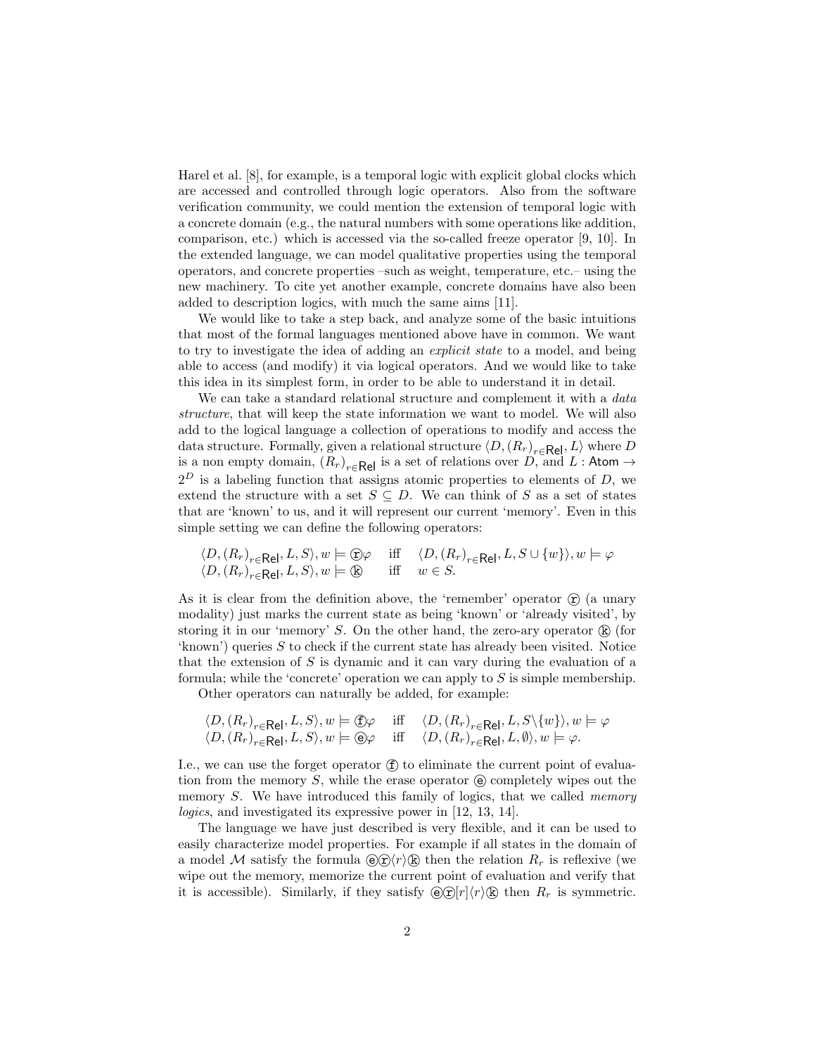Harel et al. [8], for example, is a temporal logic with explicit global clocks which are accessed and controlled through logic operators. Also from the software verification community, we could mention the extension of temporal logic with a concrete domain (e.g., the natural numbers with some operations like addition, comparison, etc.) which is accessed via the so-called freeze operator [9, 10]. In the extended language, we can model qualitative properties using the temporal operators, and concrete properties –such as weight, temperature, etc.– using the new machinery. To cite yet another example, concrete domains have also been added to description logics, with much the same aims [11].

We would like to take a step back, and analyze some of the basic intuitions that most of the formal languages mentioned above have in common. We want to try to investigate the idea of adding an *explicit state* to a model, and being able to access (and modify) it via logical operators. And we would like to take this idea in its simplest form, in order to be able to understand it in detail.

We can take a standard relational structure and complement it with a *data structure*, that will keep the state information we want to model. We will also add to the logical language a collection of operations to modify and access the data structure. Formally, given a relational structure $\langle D, (R_r)_{r \in \mathsf{Rel}}, L\rangle$ where $D$ is a non empty domain, $(R_r)_{r \in \mathsf{Rel}}$ is a set of relations over $D$, and $L : \mathsf{Atom} \to 2^D$ is a labeling function that assigns atomic properties to elements of $D$, we extend the structure with a set $S \subseteq D$. We can think of $S$ as a set of states that are 'known' to us, and it will represent our current 'memory'. Even in this simple setting we can define the following operators:

$$
\begin{array}{lll}
\langle D, (R_r)_{r \in \mathsf{Rel}}, L, S\rangle, w \models \textcircled{r}\varphi & \text{iff} & \langle D, (R_r)_{r \in \mathsf{Rel}}, L, S \cup \{w\}\rangle, w \models \varphi \\
\langle D, (R_r)_{r \in \mathsf{Rel}}, L, S\rangle, w \models \textcircled{k} & \text{iff} & w \in S.
\end{array}
$$

As it is clear from the definition above, the 'remember' operator $\textcircled{r}$ (a unary modality) just marks the current state as being 'known' or 'already visited', by storing it in our 'memory' $S$. On the other hand, the zero-ary operator $\textcircled{k}$ (for 'known') queries $S$ to check if the current state has already been visited. Notice that the extension of $S$ is dynamic and it can vary during the evaluation of a formula; while the 'concrete' operation we can apply to $S$ is simple membership.

Other operators can naturally be added, for example:

$$
\begin{array}{lll}
\langle D, (R_r)_{r \in \mathsf{Rel}}, L, S\rangle, w \models \textcircled{f}\varphi & \text{iff} & \langle D, (R_r)_{r \in \mathsf{Rel}}, L, S \backslash \{w\}\rangle, w \models \varphi \\
\langle D, (R_r)_{r \in \mathsf{Rel}}, L, S\rangle, w \models \textcircled{e}\varphi & \text{iff} & \langle D, (R_r)_{r \in \mathsf{Rel}}, L, \emptyset\rangle, w \models \varphi.
\end{array}
$$

I.e., we can use the forget operator $\textcircled{f}$ to eliminate the current point of evaluation from the memory $S$, while the erase operator $\textcircled{e}$ completely wipes out the memory $S$. We have introduced this family of logics, that we called *memory logics*, and investigated its expressive power in [12, 13, 14].

The language we have just described is very flexible, and it can be used to easily characterize model properties. For example if all states in the domain of a model $\mathcal{M}$ satisfy the formula $\textcircled{e}\textcircled{r}\langle r\rangle\textcircled{k}$ then the relation $R_r$ is reflexive (we wipe out the memory, memorize the current point of evaluation and verify that it is accessible). Similarly, if they satisfy $\textcircled{e}\textcircled{r}[r]\langle r\rangle\textcircled{k}$ then $R_r$ is symmetric.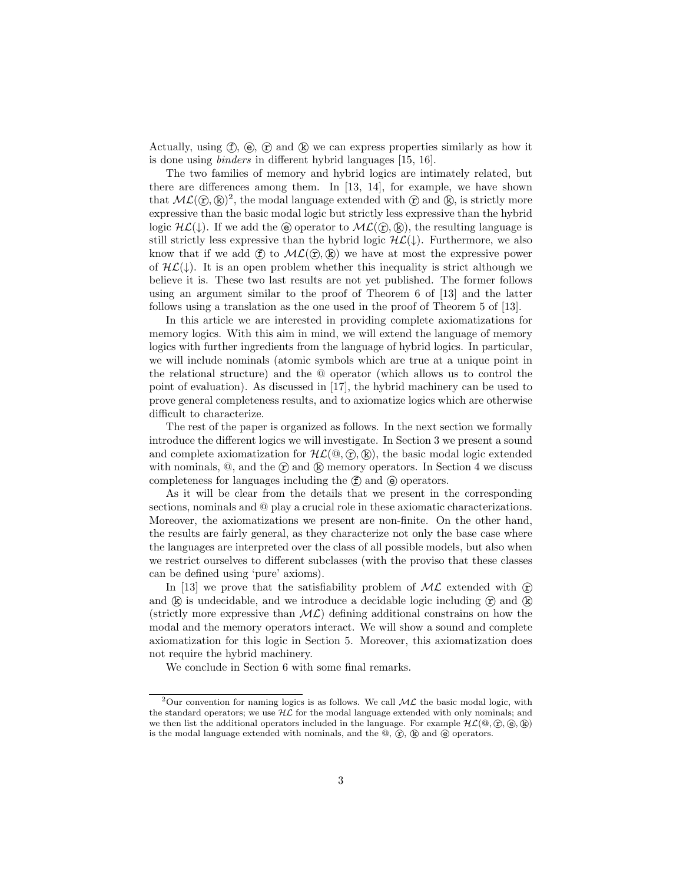Actually, using ⓕ, ⓔ, ⓡ and ⓚ we can express properties similarly as how it is done using *binders* in different hybrid languages [15, 16].

The two families of memory and hybrid logics are intimately related, but there are differences among them. In [13, 14], for example, we have shown that $\mathcal{ML}(ⓡ, ⓚ)$[2], the modal language extended with ⓡ and ⓚ, is strictly more expressive than the basic modal logic but strictly less expressive than the hybrid logic $\mathcal{HL}(\downarrow)$. If we add the ⓔ operator to $\mathcal{ML}(ⓡ, ⓚ)$, the resulting language is still strictly less expressive than the hybrid logic $\mathcal{HL}(\downarrow)$. Furthermore, we also know that if we add ⓕ to $\mathcal{ML}(ⓡ, ⓚ)$ we have at most the expressive power of $\mathcal{HL}(\downarrow)$. It is an open problem whether this inequality is strict although we believe it is. These two last results are not yet published. The former follows using an argument similar to the proof of Theorem 6 of [13] and the latter follows using a translation as the one used in the proof of Theorem 5 of [13].

In this article we are interested in providing complete axiomatizations for memory logics. With this aim in mind, we will extend the language of memory logics with further ingredients from the language of hybrid logics. In particular, we will include nominals (atomic symbols which are true at a unique point in the relational structure) and the @ operator (which allows us to control the point of evaluation). As discussed in [17], the hybrid machinery can be used to prove general completeness results, and to axiomatize logics which are otherwise difficult to characterize.

The rest of the paper is organized as follows. In the next section we formally introduce the different logics we will investigate. In Section 3 we present a sound and complete axiomatization for $\mathcal{HL}(@, ⓡ, ⓚ)$, the basic modal logic extended with nominals, @, and the ⓡ and ⓚ memory operators. In Section 4 we discuss completeness for languages including the ⓕ and ⓔ operators.

As it will be clear from the details that we present in the corresponding sections, nominals and @ play a crucial role in these axiomatic characterizations. Moreover, the axiomatizations we present are non-finite. On the other hand, the results are fairly general, as they characterize not only the base case where the languages are interpreted over the class of all possible models, but also when we restrict ourselves to different subclasses (with the proviso that these classes can be defined using 'pure' axioms).

In [13] we prove that the satisfiability problem of $\mathcal{ML}$ extended with ⓡ and ⓚ is undecidable, and we introduce a decidable logic including ⓡ and ⓚ (strictly more expressive than $\mathcal{ML}$) defining additional constrains on how the modal and the memory operators interact. We will show a sound and complete axiomatization for this logic in Section 5. Moreover, this axiomatization does not require the hybrid machinery.

We conclude in Section 6 with some final remarks.

---

[2] Our convention for naming logics is as follows. We call $\mathcal{ML}$ the basic modal logic, with the standard operators; we use $\mathcal{HL}$ for the modal language extended with only nominals; and we then list the additional operators included in the language. For example $\mathcal{HL}(@, ⓡ, ⓔ, ⓚ)$ is the modal language extended with nominals, and the @, ⓡ, ⓚ and ⓔ operators.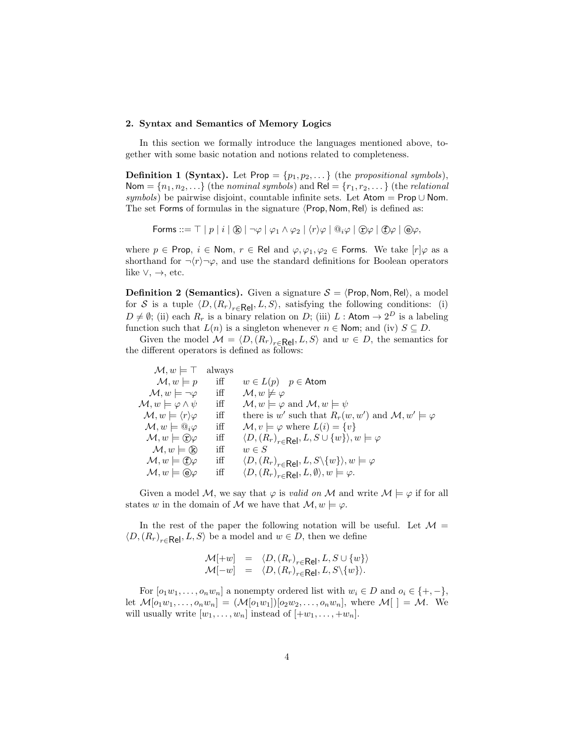## 2. Syntax and Semantics of Memory Logics

In this section we formally introduce the languages mentioned above, together with some basic notation and notions related to completeness.

**Definition 1 (Syntax).** Let $\mathsf{Prop} = \{p_1, p_2, \dots\}$ (the *propositional symbols*), $\mathsf{Nom} = \{n_1, n_2, \dots\}$ (the *nominal symbols*) and $\mathsf{Rel} = \{r_1, r_2, \dots\}$ (the *relational symbols*) be pairwise disjoint, countable infinite sets. Let $\mathsf{Atom} = \mathsf{Prop} \cup \mathsf{Nom}$. The set $\mathsf{Forms}$ of formulas in the signature $\langle \mathsf{Prop}, \mathsf{Nom}, \mathsf{Rel} \rangle$ is defined as:

$$\mathsf{Forms} ::= \top \mid p \mid i \mid ⓚ \mid \neg\varphi \mid \varphi_1 \wedge \varphi_2 \mid \langle r \rangle \varphi \mid @_i \varphi \mid ⓡ\varphi \mid ⓕ\varphi \mid ⓔ\varphi,$$

where $p \in \mathsf{Prop}$, $i \in \mathsf{Nom}$, $r \in \mathsf{Rel}$ and $\varphi, \varphi_1, \varphi_2 \in \mathsf{Forms}$. We take $[r]\varphi$ as a shorthand for $\neg\langle r \rangle \neg\varphi$, and use the standard definitions for Boolean operators like $\vee$, $\rightarrow$, etc.

**Definition 2 (Semantics).** Given a signature $\mathcal{S} = \langle \mathsf{Prop}, \mathsf{Nom}, \mathsf{Rel} \rangle$, a model for $\mathcal{S}$ is a tuple $\langle D, (R_r)_{r \in \mathsf{Rel}}, L, S \rangle$, satisfying the following conditions: (i) $D \neq \emptyset$; (ii) each $R_r$ is a binary relation on $D$; (iii) $L : \mathsf{Atom} \to 2^D$ is a labeling function such that $L(n)$ is a singleton whenever $n \in \mathsf{Nom}$; and (iv) $S \subseteq D$.

Given the model $\mathcal{M} = \langle D, (R_r)_{r \in \mathsf{Rel}}, L, S \rangle$ and $w \in D$, the semantics for the different operators is defined as follows:

| | | |
|---|---|---|
| $\mathcal{M}, w \models \top$ | always | |
| $\mathcal{M}, w \models p$ | iff | $w \in L(p) \quad p \in \mathsf{Atom}$ |
| $\mathcal{M}, w \models \neg\varphi$ | iff | $\mathcal{M}, w \not\models \varphi$ |
| $\mathcal{M}, w \models \varphi \wedge \psi$ | iff | $\mathcal{M}, w \models \varphi$ and $\mathcal{M}, w \models \psi$ |
| $\mathcal{M}, w \models \langle r \rangle \varphi$ | iff | there is $w'$ such that $R_r(w, w')$ and $\mathcal{M}, w' \models \varphi$ |
| $\mathcal{M}, w \models @_i \varphi$ | iff | $\mathcal{M}, v \models \varphi$ where $L(i) = \{v\}$ |
| $\mathcal{M}, w \models ⓡ\varphi$ | iff | $\langle D, (R_r)_{r \in \mathsf{Rel}}, L, S \cup \{w\} \rangle, w \models \varphi$ |
| $\mathcal{M}, w \models ⓚ$ | iff | $w \in S$ |
| $\mathcal{M}, w \models ⓕ\varphi$ | iff | $\langle D, (R_r)_{r \in \mathsf{Rel}}, L, S \backslash \{w\} \rangle, w \models \varphi$ |
| $\mathcal{M}, w \models ⓔ\varphi$ | iff | $\langle D, (R_r)_{r \in \mathsf{Rel}}, L, \emptyset \rangle, w \models \varphi$. |

Given a model $\mathcal{M}$, we say that $\varphi$ is *valid on* $\mathcal{M}$ and write $\mathcal{M} \models \varphi$ if for all states $w$ in the domain of $\mathcal{M}$ we have that $\mathcal{M}, w \models \varphi$.

In the rest of the paper the following notation will be useful. Let $\mathcal{M} = \langle D, (R_r)_{r \in \mathsf{Rel}}, L, S \rangle$ be a model and $w \in D$, then we define

$$\begin{aligned} \mathcal{M}[+w] &= \langle D, (R_r)_{r \in \mathsf{Rel}}, L, S \cup \{w\} \rangle \\ \mathcal{M}[-w] &= \langle D, (R_r)_{r \in \mathsf{Rel}}, L, S \backslash \{w\} \rangle. \end{aligned}$$

For $[o_1 w_1, \dots, o_n w_n]$ a nonempty ordered list with $w_i \in D$ and $o_i \in \{+, -\}$, let $\mathcal{M}[o_1 w_1, \dots, o_n w_n] = (\mathcal{M}[o_1 w_1])[o_2 w_2, \dots, o_n w_n]$, where $\mathcal{M}[\ ] = \mathcal{M}$. We will usually write $[w_1, \dots, w_n]$ instead of $[+w_1, \dots, +w_n]$.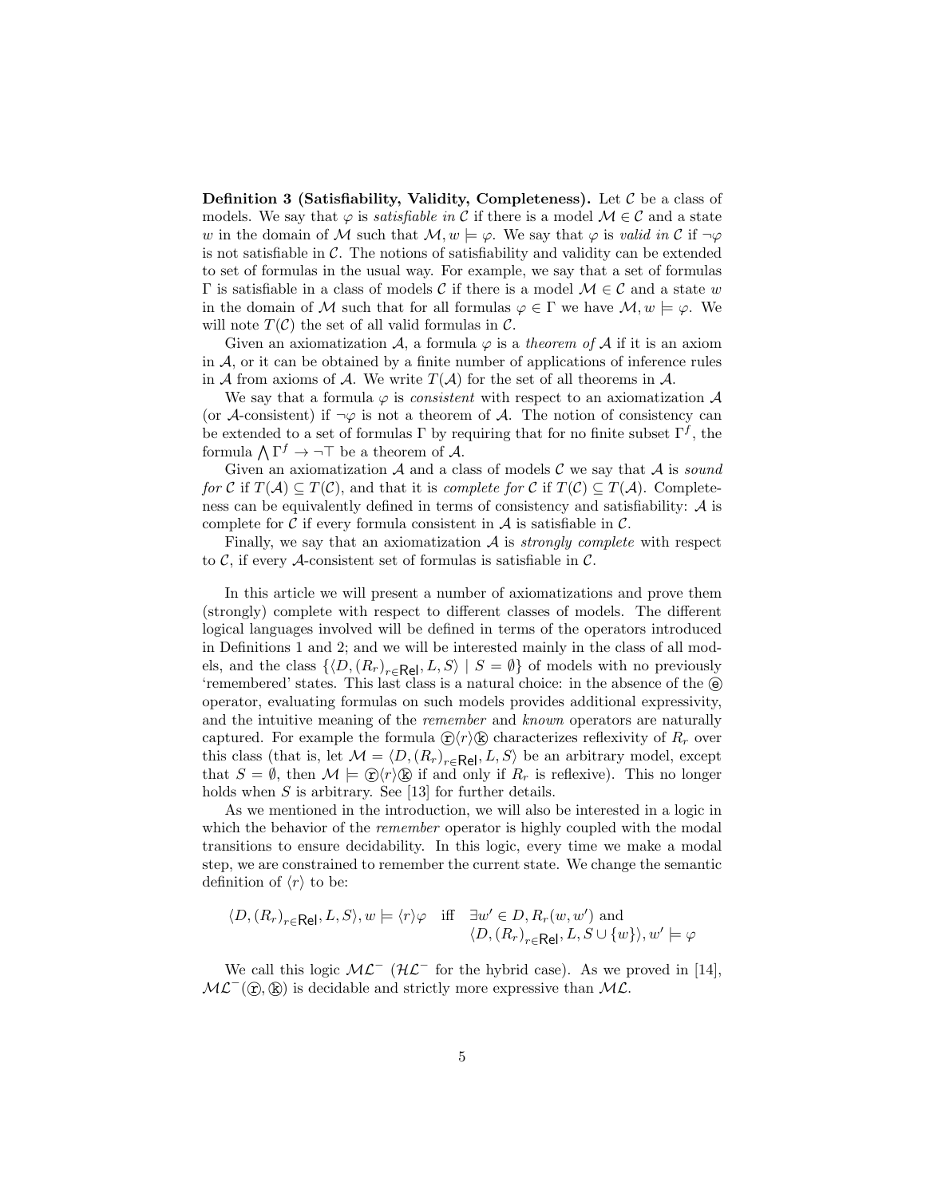**Definition 3 (Satisfiability, Validity, Completeness).** Let $\mathcal{C}$ be a class of models. We say that $\varphi$ is *satisfiable in* $\mathcal{C}$ if there is a model $\mathcal{M} \in \mathcal{C}$ and a state $w$ in the domain of $\mathcal{M}$ such that $\mathcal{M}, w \models \varphi$. We say that $\varphi$ is *valid in* $\mathcal{C}$ if $\neg\varphi$ is not satisfiable in $\mathcal{C}$. The notions of satisfiability and validity can be extended to set of formulas in the usual way. For example, we say that a set of formulas $\Gamma$ is satisfiable in a class of models $\mathcal{C}$ if there is a model $\mathcal{M} \in \mathcal{C}$ and a state $w$ in the domain of $\mathcal{M}$ such that for all formulas $\varphi \in \Gamma$ we have $\mathcal{M}, w \models \varphi$. We will note $T(\mathcal{C})$ the set of all valid formulas in $\mathcal{C}$.

Given an axiomatization $\mathcal{A}$, a formula $\varphi$ is a *theorem of* $\mathcal{A}$ if it is an axiom in $\mathcal{A}$, or it can be obtained by a finite number of applications of inference rules in $\mathcal{A}$ from axioms of $\mathcal{A}$. We write $T(\mathcal{A})$ for the set of all theorems in $\mathcal{A}$.

We say that a formula $\varphi$ is *consistent* with respect to an axiomatization $\mathcal{A}$ (or $\mathcal{A}$-consistent) if $\neg\varphi$ is not a theorem of $\mathcal{A}$. The notion of consistency can be extended to a set of formulas $\Gamma$ by requiring that for no finite subset $\Gamma^f$, the formula $\bigwedge \Gamma^f \to \neg\top$ be a theorem of $\mathcal{A}$.

Given an axiomatization $\mathcal{A}$ and a class of models $\mathcal{C}$ we say that $\mathcal{A}$ is *sound for* $\mathcal{C}$ if $T(\mathcal{A}) \subseteq T(\mathcal{C})$, and that it is *complete for* $\mathcal{C}$ if $T(\mathcal{C}) \subseteq T(\mathcal{A})$. Completeness can be equivalently defined in terms of consistency and satisfiability: $\mathcal{A}$ is complete for $\mathcal{C}$ if every formula consistent in $\mathcal{A}$ is satisfiable in $\mathcal{C}$.

Finally, we say that an axiomatization $\mathcal{A}$ is *strongly complete* with respect to $\mathcal{C}$, if every $\mathcal{A}$-consistent set of formulas is satisfiable in $\mathcal{C}$.

In this article we will present a number of axiomatizations and prove them (strongly) complete with respect to different classes of models. The different logical languages involved will be defined in terms of the operators introduced in Definitions 1 and 2; and we will be interested mainly in the class of all models, and the class $\{\langle D, (R_r)_{r \in \mathsf{Rel}}, L, S\rangle \mid S = \emptyset\}$ of models with no previously 'remembered' states. This last class is a natural choice: in the absence of the ⓔ operator, evaluating formulas on such models provides additional expressivity, and the intuitive meaning of the *remember* and *known* operators are naturally captured. For example the formula ⓡ$\langle r \rangle$ⓚ characterizes reflexivity of $R_r$ over this class (that is, let $\mathcal{M} = \langle D, (R_r)_{r \in \mathsf{Rel}}, L, S\rangle$ be an arbitrary model, except that $S = \emptyset$, then $\mathcal{M} \models$ ⓡ$\langle r \rangle$ⓚ if and only if $R_r$ is reflexive). This no longer holds when $S$ is arbitrary. See [13] for further details.

As we mentioned in the introduction, we will also be interested in a logic in which the behavior of the *remember* operator is highly coupled with the modal transitions to ensure decidability. In this logic, every time we make a modal step, we are constrained to remember the current state. We change the semantic definition of $\langle r \rangle$ to be:

$$\langle D, (R_r)_{r \in \mathsf{Rel}}, L, S\rangle, w \models \langle r \rangle\varphi \quad \text{iff} \quad \exists w' \in D, R_r(w, w') \text{ and } \langle D, (R_r)_{r \in \mathsf{Rel}}, L, S \cup \{w\}\rangle, w' \models \varphi$$

We call this logic $\mathcal{ML}^-$ ($\mathcal{HL}^-$ for the hybrid case). As we proved in [14], $\mathcal{ML}^-$(ⓡ, ⓚ) is decidable and strictly more expressive than $\mathcal{ML}$.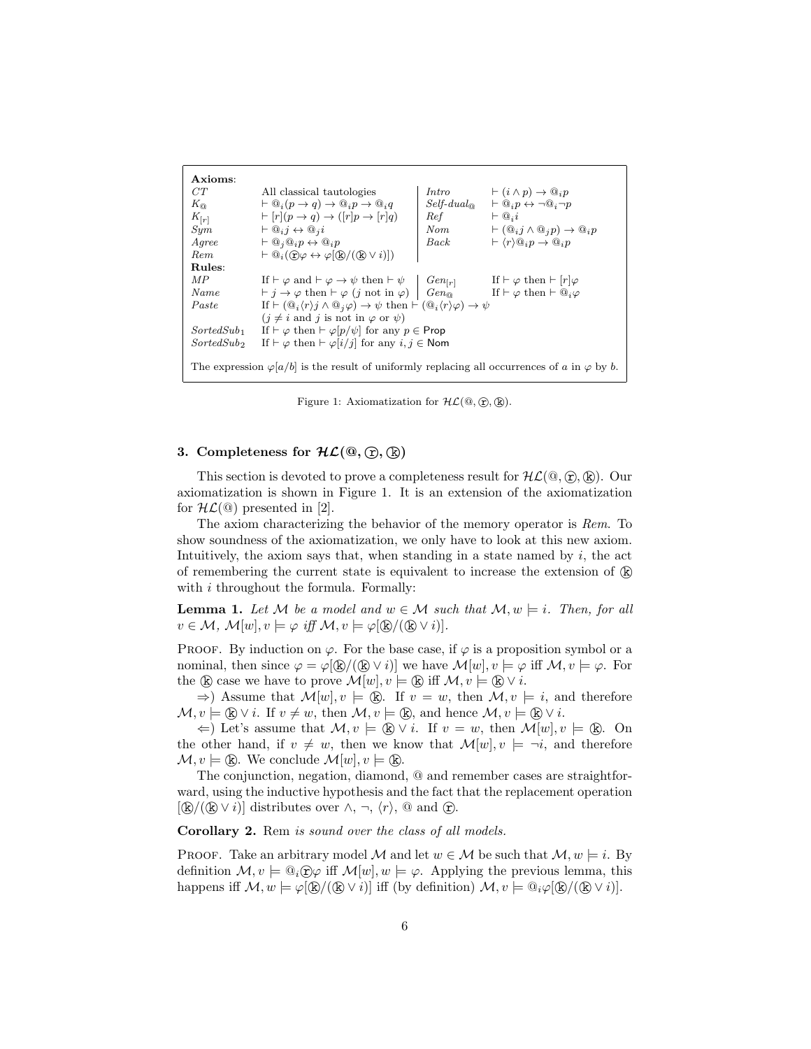**Axioms**:

| | | | |
|---|---|---|---|
| *CT* | All classical tautologies | *Intro* | $\vdash (i \wedge p) \rightarrow @_i p$ |
| $K_@$ | $\vdash @_i(p \rightarrow q) \rightarrow @_i p \rightarrow @_i q$ | *Self-dual*$_@$ | $\vdash @_i p \leftrightarrow \neg @_i \neg p$ |
| $K_{[r]}$ | $\vdash [r](p \rightarrow q) \rightarrow ([r]p \rightarrow [r]q)$ | *Ref* | $\vdash @_i i$ |
| *Sym* | $\vdash @_i j \leftrightarrow @_j i$ | *Nom* | $\vdash (@_i j \wedge @_j p) \rightarrow @_i p$ |
| *Agree* | $\vdash @_j @_i p \leftrightarrow @_i p$ | *Back* | $\vdash \langle r \rangle @_i p \rightarrow @_i p$ |
| *Rem* | $\vdash @_i(ⓡ\varphi \leftrightarrow \varphi[ⓚ/(ⓚ \vee i)])$ | | |

**Rules**:

| | | | |
|---|---|---|---|
| *MP* | If $\vdash \varphi$ and $\vdash \varphi \rightarrow \psi$ then $\vdash \psi$ | *Gen*$_{[r]}$ | If $\vdash \varphi$ then $\vdash [r]\varphi$ |
| *Name* | $\vdash j \rightarrow \varphi$ then $\vdash \varphi$ ($j$ not in $\varphi$) | *Gen*$_@$ | If $\vdash \varphi$ then $\vdash @_i \varphi$ |
| *Paste* | If $\vdash (@_i \langle r \rangle j \wedge @_j \varphi) \rightarrow \psi$ then $\vdash (@_i \langle r \rangle \varphi) \rightarrow \psi$ ($j \neq i$ and $j$ is not in $\varphi$ or $\psi$) | | |
| *SortedSub*$_1$ | If $\vdash \varphi$ then $\vdash \varphi[p/\psi]$ for any $p \in \mathsf{Prop}$ | | |
| *SortedSub*$_2$ | If $\vdash \varphi$ then $\vdash \varphi[i/j]$ for any $i, j \in \mathsf{Nom}$ | | |

The expression $\varphi[a/b]$ is the result of uniformly replacing all occurrences of $a$ in $\varphi$ by $b$.

Figure 1: Axiomatization for $\mathcal{HL}(@, ⓡ, ⓚ)$.

## 3. Completeness for $\mathcal{HL}(@, ⓡ, ⓚ)$

This section is devoted to prove a completeness result for $\mathcal{HL}(@, ⓡ, ⓚ)$. Our axiomatization is shown in Figure 1. It is an extension of the axiomatization for $\mathcal{HL}(@)$ presented in [2].

The axiom characterizing the behavior of the memory operator is *Rem*. To show soundness of the axiomatization, we only have to look at this new axiom. Intuitively, the axiom says that, when standing in a state named by $i$, the act of remembering the current state is equivalent to increase the extension of ⓚ with $i$ throughout the formula. Formally:

**Lemma 1.** *Let $\mathcal{M}$ be a model and $w \in \mathcal{M}$ such that $\mathcal{M}, w \models i$. Then, for all $v \in \mathcal{M}$, $\mathcal{M}[w], v \models \varphi$ iff $\mathcal{M}, v \models \varphi[ⓚ/(ⓚ \vee i)]$.*

Proof. By induction on $\varphi$. For the base case, if $\varphi$ is a proposition symbol or a nominal, then since $\varphi = \varphi[ⓚ/(ⓚ \vee i)]$ we have $\mathcal{M}[w], v \models \varphi$ iff $\mathcal{M}, v \models \varphi$. For the ⓚ case we have to prove $\mathcal{M}[w], v \models ⓚ$ iff $\mathcal{M}, v \models ⓚ \vee i$.

$\Rightarrow$) Assume that $\mathcal{M}[w], v \models ⓚ$. If $v = w$, then $\mathcal{M}, v \models i$, and therefore $\mathcal{M}, v \models ⓚ \vee i$. If $v \neq w$, then $\mathcal{M}, v \models ⓚ$, and hence $\mathcal{M}, v \models ⓚ \vee i$.

$\Leftarrow$) Let's assume that $\mathcal{M}, v \models ⓚ \vee i$. If $v = w$, then $\mathcal{M}[w], v \models ⓚ$. On the other hand, if $v \neq w$, then we know that $\mathcal{M}[w], v \models \neg i$, and therefore $\mathcal{M}, v \models ⓚ$. We conclude $\mathcal{M}[w], v \models ⓚ$.

The conjunction, negation, diamond, @ and remember cases are straightforward, using the inductive hypothesis and the fact that the replacement operation $[ⓚ/(ⓚ \vee i)]$ distributes over $\wedge$, $\neg$, $\langle r \rangle$, @ and ⓡ.

**Corollary 2.** Rem *is sound over the class of all models.*

Proof. Take an arbitrary model $\mathcal{M}$ and let $w \in \mathcal{M}$ be such that $\mathcal{M}, w \models i$. By definition $\mathcal{M}, v \models @_i ⓡ\varphi$ iff $\mathcal{M}[w], w \models \varphi$. Applying the previous lemma, this happens iff $\mathcal{M}, w \models \varphi[ⓚ/(ⓚ \vee i)]$ iff (by definition) $\mathcal{M}, v \models @_i \varphi[ⓚ/(ⓚ \vee i)]$.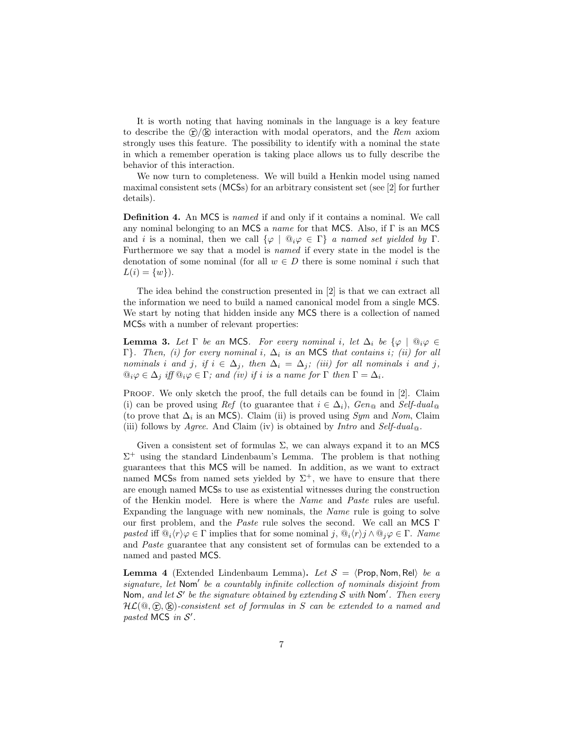It is worth noting that having nominals in the language is a key feature to describe the ⓡ/ⓚ interaction with modal operators, and the *Rem* axiom strongly uses this feature. The possibility to identify with a nominal the state in which a remember operation is taking place allows us to fully describe the behavior of this interaction.

We now turn to completeness. We will build a Henkin model using named maximal consistent sets (MCSs) for an arbitrary consistent set (see [2] for further details).

**Definition 4.** An MCS is *named* if and only if it contains a nominal. We call any nominal belonging to an MCS a *name* for that MCS. Also, if $\Gamma$ is an MCS and $i$ is a nominal, then we call $\{\varphi \mid @_i\varphi \in \Gamma\}$ *a named set yielded by* $\Gamma$. Furthermore we say that a model is *named* if every state in the model is the denotation of some nominal (for all $w \in D$ there is some nominal $i$ such that $L(i) = \{w\}$).

The idea behind the construction presented in [2] is that we can extract all the information we need to build a named canonical model from a single MCS. We start by noting that hidden inside any MCS there is a collection of named MCSs with a number of relevant properties:

**Lemma 3.** *Let* $\Gamma$ *be an* MCS. *For every nominal* $i$, *let* $\Delta_i$ *be* $\{\varphi \mid @_i\varphi \in \Gamma\}$. *Then, (i) for every nominal* $i$, $\Delta_i$ *is an* MCS *that contains* $i$; *(ii) for all nominals* $i$ *and* $j$, *if* $i \in \Delta_j$, *then* $\Delta_i = \Delta_j$; *(iii) for all nominals* $i$ *and* $j$, $@_i\varphi \in \Delta_j$ *iff* $@_i\varphi \in \Gamma$; *and (iv) if* $i$ *is a name for* $\Gamma$ *then* $\Gamma = \Delta_i$.

Proof. We only sketch the proof, the full details can be found in [2]. Claim (i) can be proved using *Ref* (to guarantee that $i \in \Delta_i$), *Gen*$_@$ and *Self-dual*$_@$ (to prove that $\Delta_i$ is an MCS). Claim (ii) is proved using *Sym* and *Nom*, Claim (iii) follows by *Agree*. And Claim (iv) is obtained by *Intro* and *Self-dual*$_@$.

Given a consistent set of formulas $\Sigma$, we can always expand it to an MCS $\Sigma^+$ using the standard Lindenbaum's Lemma. The problem is that nothing guarantees that this MCS will be named. In addition, as we want to extract named MCSs from named sets yielded by $\Sigma^+$, we have to ensure that there are enough named MCSs to use as existential witnesses during the construction of the Henkin model. Here is where the *Name* and *Paste* rules are useful. Expanding the language with new nominals, the *Name* rule is going to solve our first problem, and the *Paste* rule solves the second. We call an MCS $\Gamma$ *pasted* iff $@_i\langle r\rangle\varphi \in \Gamma$ implies that for some nominal $j$, $@_i\langle r\rangle j \wedge @_j\varphi \in \Gamma$. *Name* and *Paste* guarantee that any consistent set of formulas can be extended to a named and pasted MCS.

**Lemma 4** (Extended Lindenbaum Lemma)**.** *Let* $\mathcal{S} = \langle \mathsf{Prop}, \mathsf{Nom}, \mathsf{Rel}\rangle$ *be a signature, let* $\mathsf{Nom}'$ *be a countably infinite collection of nominals disjoint from* $\mathsf{Nom}$, *and let* $\mathcal{S}'$ *be the signature obtained by extending* $\mathcal{S}$ *with* $\mathsf{Nom}'$. *Then every* $\mathcal{HL}(@, ⓡ, ⓚ)$*-consistent set of formulas in* $S$ *can be extended to a named and pasted* MCS *in* $\mathcal{S}'$.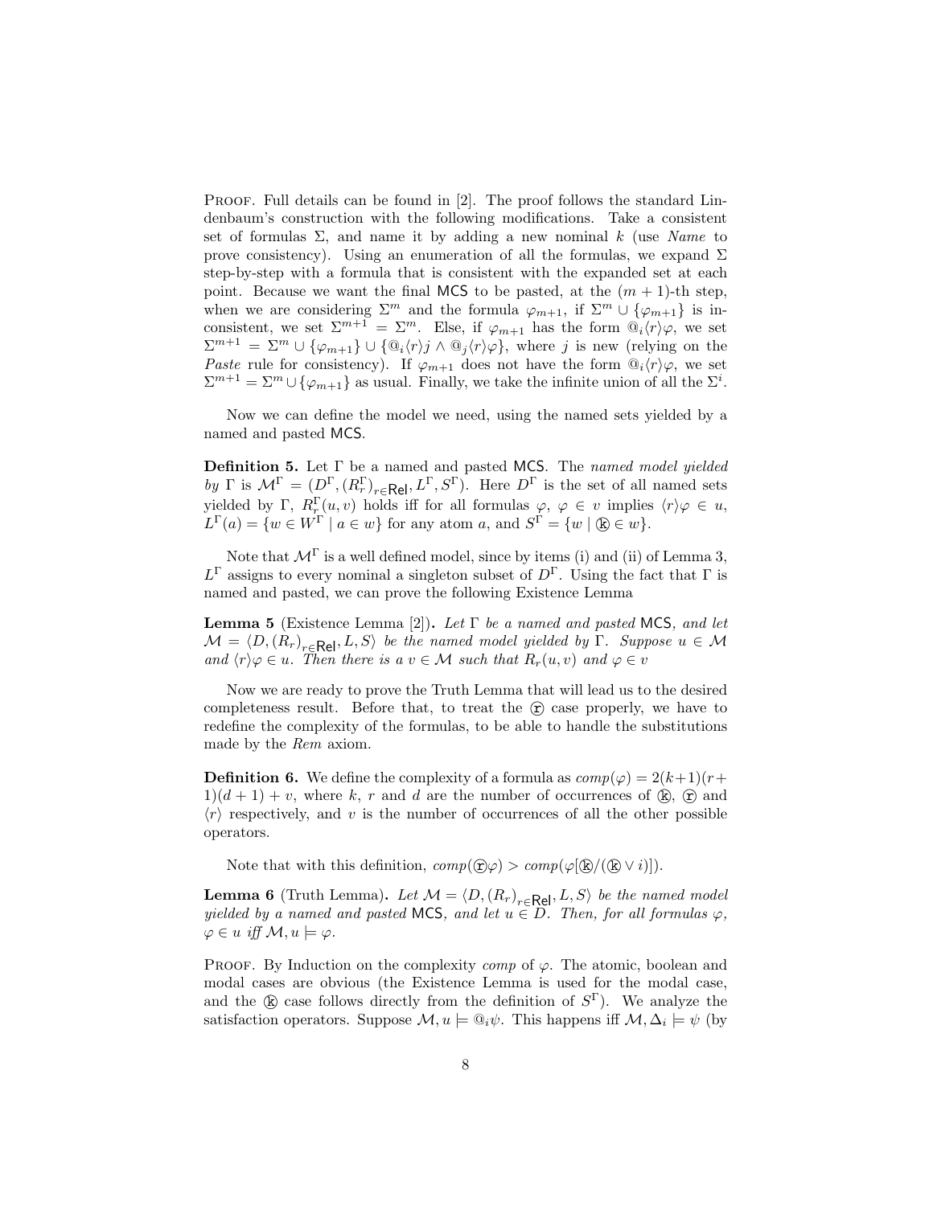PROOF. Full details can be found in [2]. The proof follows the standard Lindenbaum's construction with the following modifications. Take a consistent set of formulas $\Sigma$, and name it by adding a new nominal $k$ (use *Name* to prove consistency). Using an enumeration of all the formulas, we expand $\Sigma$ step-by-step with a formula that is consistent with the expanded set at each point. Because we want the final MCS to be pasted, at the $(m+1)$-th step, when we are considering $\Sigma^m$ and the formula $\varphi_{m+1}$, if $\Sigma^m \cup \{\varphi_{m+1}\}$ is inconsistent, we set $\Sigma^{m+1} = \Sigma^m$. Else, if $\varphi_{m+1}$ has the form $@_i\langle r\rangle\varphi$, we set $\Sigma^{m+1} = \Sigma^m \cup \{\varphi_{m+1}\} \cup \{@_i\langle r\rangle j \wedge @_j\langle r\rangle\varphi\}$, where $j$ is new (relying on the *Paste* rule for consistency). If $\varphi_{m+1}$ does not have the form $@_i\langle r\rangle\varphi$, we set $\Sigma^{m+1} = \Sigma^m \cup \{\varphi_{m+1}\}$ as usual. Finally, we take the infinite union of all the $\Sigma^i$.

Now we can define the model we need, using the named sets yielded by a named and pasted MCS.

**Definition 5.** Let $\Gamma$ be a named and pasted MCS. The *named model yielded by* $\Gamma$ is $\mathcal{M}^\Gamma = (D^\Gamma, (R_r^\Gamma)_{r\in\mathsf{Rel}}, L^\Gamma, S^\Gamma)$. Here $D^\Gamma$ is the set of all named sets yielded by $\Gamma$, $R_r^\Gamma(u,v)$ holds iff for all formulas $\varphi$, $\varphi \in v$ implies $\langle r\rangle\varphi \in u$, $L^\Gamma(a) = \{w \in W^\Gamma \mid a \in w\}$ for any atom $a$, and $S^\Gamma = \{w \mid ⓚ \in w\}$.

Note that $\mathcal{M}^\Gamma$ is a well defined model, since by items (i) and (ii) of Lemma 3, $L^\Gamma$ assigns to every nominal a singleton subset of $D^\Gamma$. Using the fact that $\Gamma$ is named and pasted, we can prove the following Existence Lemma

**Lemma 5** (Existence Lemma [2]). *Let $\Gamma$ be a named and pasted MCS, and let $\mathcal{M} = \langle D, (R_r)_{r\in\mathsf{Rel}}, L, S\rangle$ be the named model yielded by $\Gamma$. Suppose $u \in \mathcal{M}$ and $\langle r\rangle\varphi \in u$. Then there is a $v \in \mathcal{M}$ such that $R_r(u,v)$ and $\varphi \in v$*

Now we are ready to prove the Truth Lemma that will lead us to the desired completeness result. Before that, to treat the ⓡ case properly, we have to redefine the complexity of the formulas, to be able to handle the substitutions made by the *Rem* axiom.

**Definition 6.** We define the complexity of a formula as $comp(\varphi) = 2(k+1)(r+1)(d+1)+v$, where $k$, $r$ and $d$ are the number of occurrences of ⓚ, ⓡ and $\langle r\rangle$ respectively, and $v$ is the number of occurrences of all the other possible operators.

Note that with this definition, $comp(ⓡ\varphi) > comp(\varphi[ⓚ/(ⓚ \vee i)])$.

**Lemma 6** (Truth Lemma). *Let $\mathcal{M} = \langle D, (R_r)_{r\in\mathsf{Rel}}, L, S\rangle$ be the named model yielded by a named and pasted MCS, and let $u \in D$. Then, for all formulas $\varphi$, $\varphi \in u$ iff $\mathcal{M}, u \models \varphi$.*

PROOF. By Induction on the complexity *comp* of $\varphi$. The atomic, boolean and modal cases are obvious (the Existence Lemma is used for the modal case, and the ⓚ case follows directly from the definition of $S^\Gamma$). We analyze the satisfaction operators. Suppose $\mathcal{M}, u \models @_i\psi$. This happens iff $\mathcal{M}, \Delta_i \models \psi$ (by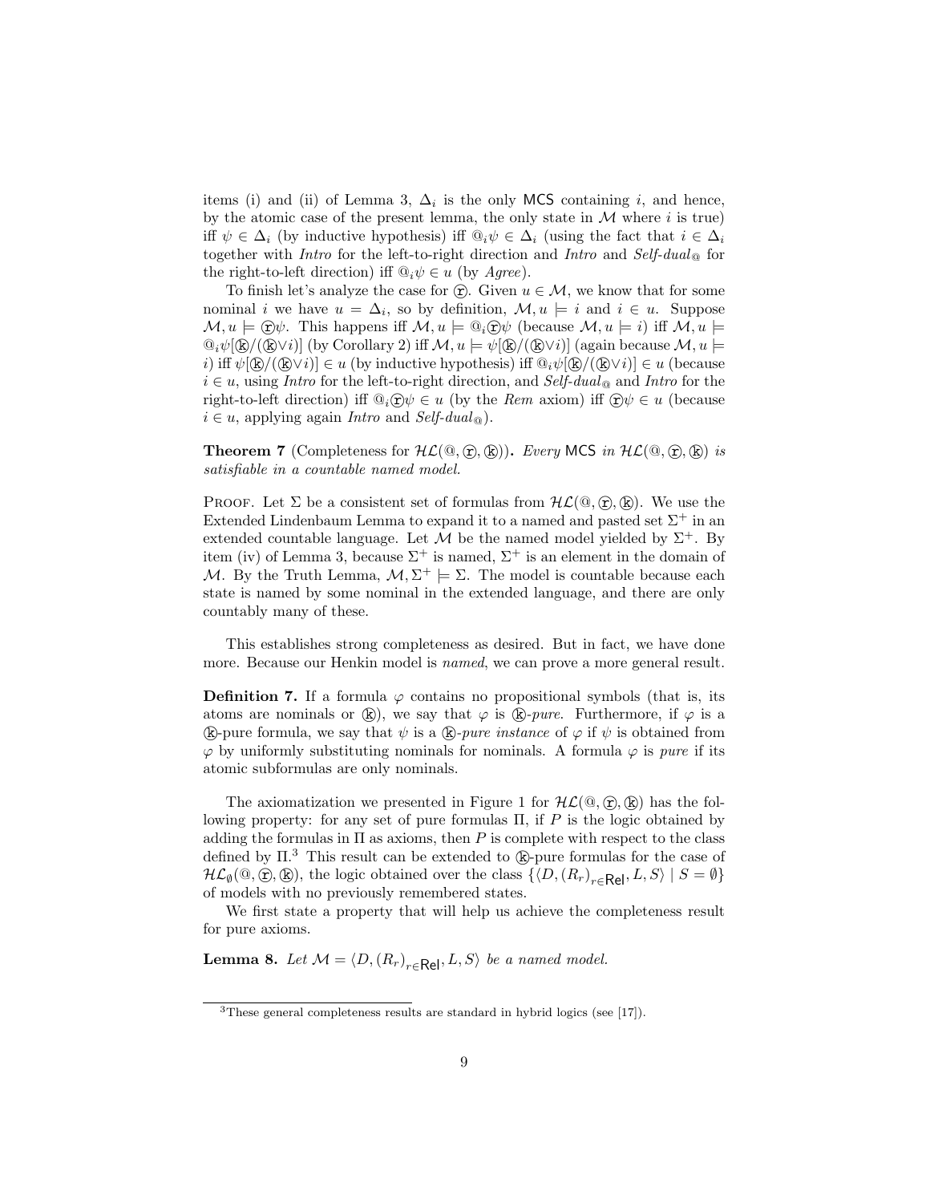items (i) and (ii) of Lemma 3, $\Delta_i$ is the only MCS containing $i$, and hence, by the atomic case of the present lemma, the only state in $\mathcal{M}$ where $i$ is true) iff $\psi \in \Delta_i$ (by inductive hypothesis) iff $@_i\psi \in \Delta_i$ (using the fact that $i \in \Delta_i$ together with *Intro* for the left-to-right direction and *Intro* and *Self-dual*$_@$ for the right-to-left direction) iff $@_i\psi \in u$ (by *Agree*).

To finish let's analyze the case for ⓡ. Given $u \in \mathcal{M}$, we know that for some nominal $i$ we have $u = \Delta_i$, so by definition, $\mathcal{M}, u \models i$ and $i \in u$. Suppose $\mathcal{M}, u \models$ ⓡ$\psi$. This happens iff $\mathcal{M}, u \models @_i$ⓡ$\psi$ (because $\mathcal{M}, u \models i$) iff $\mathcal{M}, u \models @_i\psi$[ⓚ/(ⓚ$\vee i$)] (by Corollary 2) iff $\mathcal{M}, u \models \psi$[ⓚ/(ⓚ$\vee i$)] (again because $\mathcal{M}, u \models i$) iff $\psi$[ⓚ/(ⓚ$\vee i$)] $\in u$ (by inductive hypothesis) iff $@_i\psi$[ⓚ/(ⓚ$\vee i$)] $\in u$ (because $i \in u$, using *Intro* for the left-to-right direction, and *Self-dual*$_@$ and *Intro* for the right-to-left direction) iff $@_i$ⓡ$\psi \in u$ (by the *Rem* axiom) iff ⓡ$\psi \in u$ (because $i \in u$, applying again *Intro* and *Self-dual*$_@$).

**Theorem 7** (Completeness for $\mathcal{HL}(@,$ ⓡ, ⓚ$)$)**.** *Every* MCS *in* $\mathcal{HL}(@,$ ⓡ, ⓚ$)$ *is satisfiable in a countable named model.*

Proof. Let $\Sigma$ be a consistent set of formulas from $\mathcal{HL}(@,$ ⓡ, ⓚ$)$. We use the Extended Lindenbaum Lemma to expand it to a named and pasted set $\Sigma^+$ in an extended countable language. Let $\mathcal{M}$ be the named model yielded by $\Sigma^+$. By item (iv) of Lemma 3, because $\Sigma^+$ is named, $\Sigma^+$ is an element in the domain of $\mathcal{M}$. By the Truth Lemma, $\mathcal{M}, \Sigma^+ \models \Sigma$. The model is countable because each state is named by some nominal in the extended language, and there are only countably many of these.

This establishes strong completeness as desired. But in fact, we have done more. Because our Henkin model is *named*, we can prove a more general result.

**Definition 7.** If a formula $\varphi$ contains no propositional symbols (that is, its atoms are nominals or ⓚ), we say that $\varphi$ is ⓚ*-pure*. Furthermore, if $\varphi$ is a ⓚ-pure formula, we say that $\psi$ is a ⓚ*-pure instance* of $\varphi$ if $\psi$ is obtained from $\varphi$ by uniformly substituting nominals for nominals. A formula $\varphi$ is *pure* if its atomic subformulas are only nominals.

The axiomatization we presented in Figure 1 for $\mathcal{HL}(@,$ ⓡ, ⓚ$)$ has the following property: for any set of pure formulas $\Pi$, if $P$ is the logic obtained by adding the formulas in $\Pi$ as axioms, then $P$ is complete with respect to the class defined by $\Pi$.[3] This result can be extended to ⓚ-pure formulas for the case of $\mathcal{HL}_\emptyset(@,$ ⓡ, ⓚ$)$, the logic obtained over the class $\{\langle D, (R_r)_{r\in\mathsf{Rel}}, L, S\rangle \mid S = \emptyset\}$ of models with no previously remembered states.

We first state a property that will help us achieve the completeness result for pure axioms.

**Lemma 8.** *Let* $\mathcal{M} = \langle D, (R_r)_{r\in\mathsf{Rel}}, L, S\rangle$ *be a named model.*

[3] These general completeness results are standard in hybrid logics (see [17]).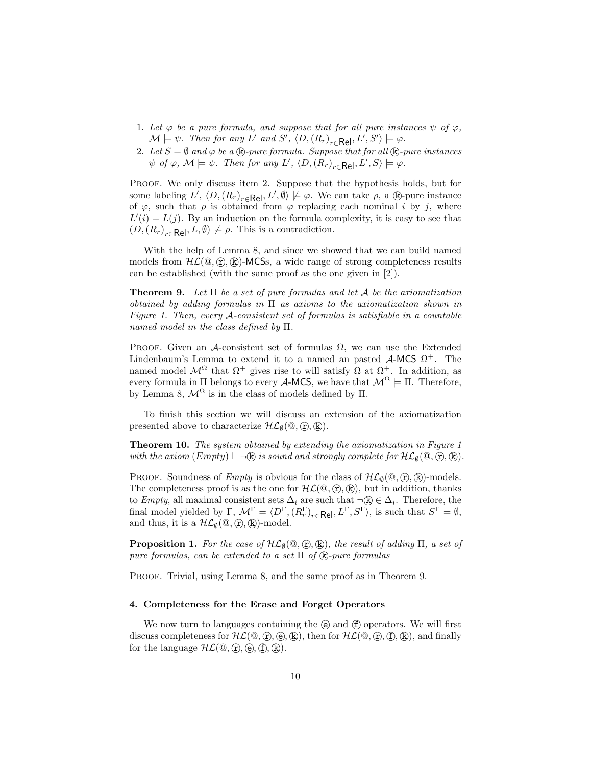1. *Let $\varphi$ be a pure formula, and suppose that for all pure instances $\psi$ of $\varphi$, $\mathcal{M} \models \psi$. Then for any $L'$ and $S'$, $\langle D, (R_r)_{r \in \mathsf{Rel}}, L', S' \rangle \models \varphi$.*
2. *Let $S = \emptyset$ and $\varphi$ be a ⓚ-pure formula. Suppose that for all ⓚ-pure instances $\psi$ of $\varphi$, $\mathcal{M} \models \psi$. Then for any $L'$, $\langle D, (R_r)_{r \in \mathsf{Rel}}, L', S \rangle \models \varphi$.*

Proof. We only discuss item 2. Suppose that the hypothesis holds, but for some labeling $L'$, $\langle D, (R_r)_{r \in \mathsf{Rel}}, L', \emptyset \rangle \not\models \varphi$. We can take $\rho$, a ⓚ-pure instance of $\varphi$, such that $\rho$ is obtained from $\varphi$ replacing each nominal $i$ by $j$, where $L'(i) = L(j)$. By an induction on the formula complexity, it is easy to see that $(D, (R_r)_{r \in \mathsf{Rel}}, L, \emptyset) \not\models \rho$. This is a contradiction.

With the help of Lemma 8, and since we showed that we can build named models from $\mathcal{HL}(@, ⓡ, ⓚ)$-MCSs, a wide range of strong completeness results can be established (with the same proof as the one given in [2]).

**Theorem 9.** *Let $\Pi$ be a set of pure formulas and let $\mathcal{A}$ be the axiomatization obtained by adding formulas in $\Pi$ as axioms to the axiomatization shown in Figure 1. Then, every $\mathcal{A}$-consistent set of formulas is satisfiable in a countable named model in the class defined by $\Pi$.*

Proof. Given an $\mathcal{A}$-consistent set of formulas $\Omega$, we can use the Extended Lindenbaum's Lemma to extend it to a named an pasted $\mathcal{A}$-MCS $\Omega^+$. The named model $\mathcal{M}^\Omega$ that $\Omega^+$ gives rise to will satisfy $\Omega$ at $\Omega^+$. In addition, as every formula in $\Pi$ belongs to every $\mathcal{A}$-MCS, we have that $\mathcal{M}^\Omega \models \Pi$. Therefore, by Lemma 8, $\mathcal{M}^\Omega$ is in the class of models defined by $\Pi$.

To finish this section we will discuss an extension of the axiomatization presented above to characterize $\mathcal{HL}_\emptyset(@, ⓡ, ⓚ)$.

**Theorem 10.** *The system obtained by extending the axiomatization in Figure 1 with the axiom (Empty) $\vdash \neg$ⓚ is sound and strongly complete for $\mathcal{HL}_\emptyset(@, ⓡ, ⓚ)$.*

Proof. Soundness of *Empty* is obvious for the class of $\mathcal{HL}_\emptyset(@, ⓡ, ⓚ)$-models. The completeness proof is as the one for $\mathcal{HL}(@, ⓡ, ⓚ)$, but in addition, thanks to *Empty*, all maximal consistent sets $\Delta_i$ are such that $\neg$ⓚ $\in \Delta_i$. Therefore, the final model yielded by $\Gamma$, $\mathcal{M}^\Gamma = \langle D^\Gamma, (R^\Gamma_r)_{r \in \mathsf{Rel}}, L^\Gamma, S^\Gamma \rangle$, is such that $S^\Gamma = \emptyset$, and thus, it is a $\mathcal{HL}_\emptyset(@, ⓡ, ⓚ)$-model.

**Proposition 1.** *For the case of $\mathcal{HL}_\emptyset(@, ⓡ, ⓚ)$, the result of adding $\Pi$, a set of pure formulas, can be extended to a set $\Pi$ of ⓚ-pure formulas*

Proof. Trivial, using Lemma 8, and the same proof as in Theorem 9.

#### 4. Completeness for the Erase and Forget Operators

We now turn to languages containing the ⓔ and ⓕ operators. We will first discuss completeness for $\mathcal{HL}(@, ⓡ, ⓔ, ⓚ)$, then for $\mathcal{HL}(@, ⓡ, ⓕ, ⓚ)$, and finally for the language $\mathcal{HL}(@, ⓡ, ⓔ, ⓕ, ⓚ)$.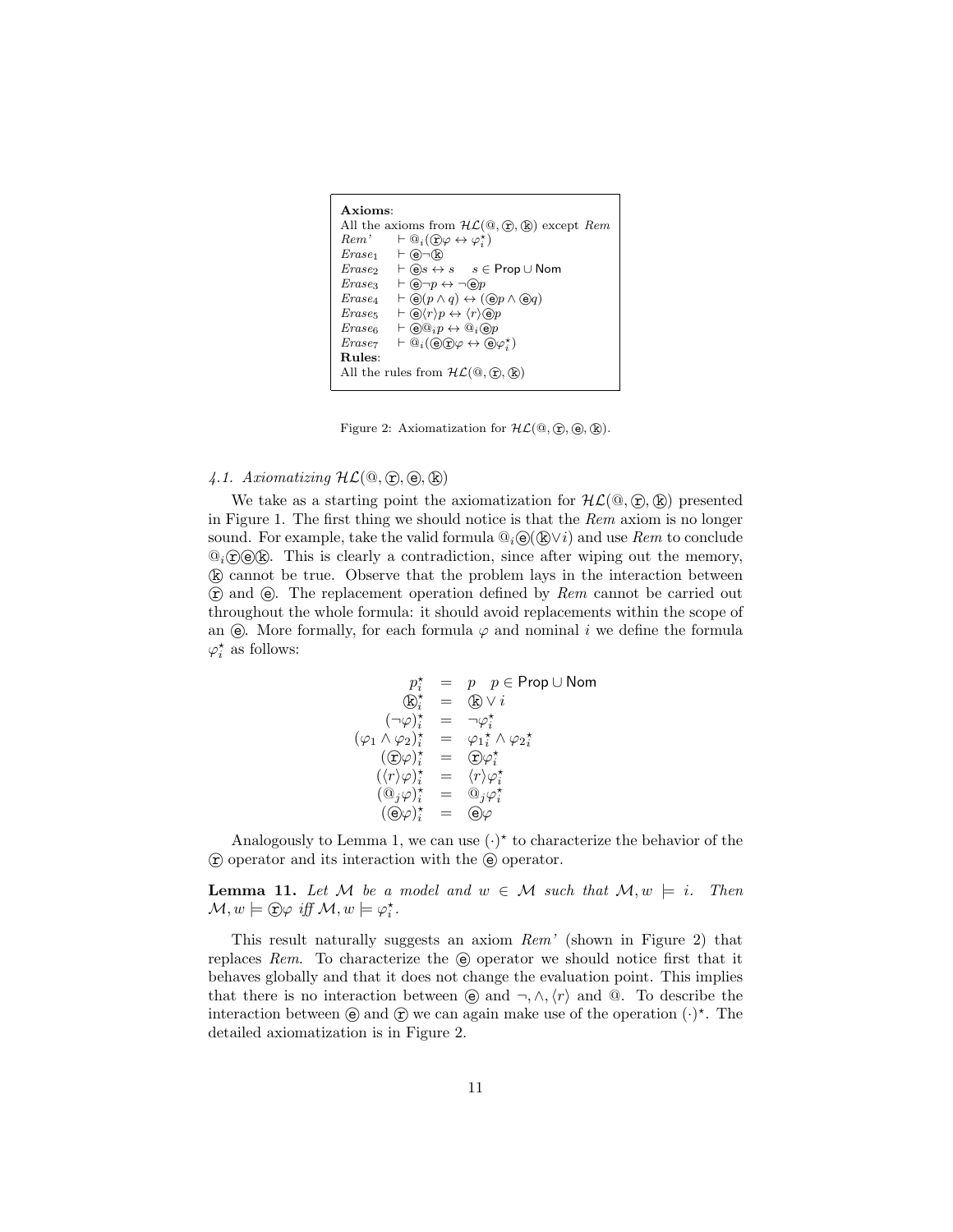**Axioms**:

All the axioms from $\mathcal{HL}(@, ⓡ, ⓚ)$ except *Rem*

| | |
|---|---|
| *Rem'* | $\vdash @_i(ⓡ\varphi \leftrightarrow \varphi_i^\star)$ |
| *Erase*$_1$ | $\vdash ⓔ\neg ⓚ$ |
| *Erase*$_2$ | $\vdash ⓔs \leftrightarrow s \quad s \in \mathsf{Prop} \cup \mathsf{Nom}$ |
| *Erase*$_3$ | $\vdash ⓔ\neg p \leftrightarrow \neg ⓔp$ |
| *Erase*$_4$ | $\vdash ⓔ(p \wedge q) \leftrightarrow (ⓔp \wedge ⓔq)$ |
| *Erase*$_5$ | $\vdash ⓔ\langle r\rangle p \leftrightarrow \langle r\rangle ⓔp$ |
| *Erase*$_6$ | $\vdash ⓔ@_i p \leftrightarrow @_i ⓔp$ |
| *Erase*$_7$ | $\vdash @_i(ⓔⓡ\varphi \leftrightarrow ⓔ\varphi_i^\star)$ |

**Rules**:

All the rules from $\mathcal{HL}(@, ⓡ, ⓚ)$

Figure 2: Axiomatization for $\mathcal{HL}(@, ⓡ, ⓔ, ⓚ)$.

### 4.1. Axiomatizing $\mathcal{HL}(@, ⓡ, ⓔ, ⓚ)$

We take as a starting point the axiomatization for $\mathcal{HL}(@, ⓡ, ⓚ)$ presented in Figure 1. The first thing we should notice is that the *Rem* axiom is no longer sound. For example, take the valid formula $@_i ⓔ(ⓚ \vee i)$ and use *Rem* to conclude $@_i ⓡⓔⓚ$. This is clearly a contradiction, since after wiping out the memory, ⓚ cannot be true. Observe that the problem lays in the interaction between ⓡ and ⓔ. The replacement operation defined by *Rem* cannot be carried out throughout the whole formula: it should avoid replacements within the scope of an ⓔ. More formally, for each formula $\varphi$ and nominal $i$ we define the formula $\varphi_i^\star$ as follows:

$$
\begin{array}{rcl}
p_i^\star & = & p \quad p \in \mathsf{Prop} \cup \mathsf{Nom} \\
ⓚ_i^\star & = & ⓚ \vee i \\
(\neg\varphi)_i^\star & = & \neg\varphi_i^\star \\
(\varphi_1 \wedge \varphi_2)_i^\star & = & {\varphi_1}_i^\star \wedge {\varphi_2}_i^\star \\
(ⓡ\varphi)_i^\star & = & ⓡ\varphi_i^\star \\
(\langle r\rangle\varphi)_i^\star & = & \langle r\rangle\varphi_i^\star \\
(@_j\varphi)_i^\star & = & @_j\varphi_i^\star \\
(ⓔ\varphi)_i^\star & = & ⓔ\varphi
\end{array}
$$

Analogously to Lemma 1, we can use $(\cdot)^\star$ to characterize the behavior of the ⓡ operator and its interaction with the ⓔ operator.

**Lemma 11.** *Let $\mathcal{M}$ be a model and $w \in \mathcal{M}$ such that $\mathcal{M}, w \models i$. Then $\mathcal{M}, w \models ⓡ\varphi$ iff $\mathcal{M}, w \models \varphi_i^\star$.*

This result naturally suggests an axiom *Rem'* (shown in Figure 2) that replaces *Rem*. To characterize the ⓔ operator we should notice first that it behaves globally and that it does not change the evaluation point. This implies that there is no interaction between ⓔ and $\neg, \wedge, \langle r\rangle$ and $@$. To describe the interaction between ⓔ and ⓡ we can again make use of the operation $(\cdot)^\star$. The detailed axiomatization is in Figure 2.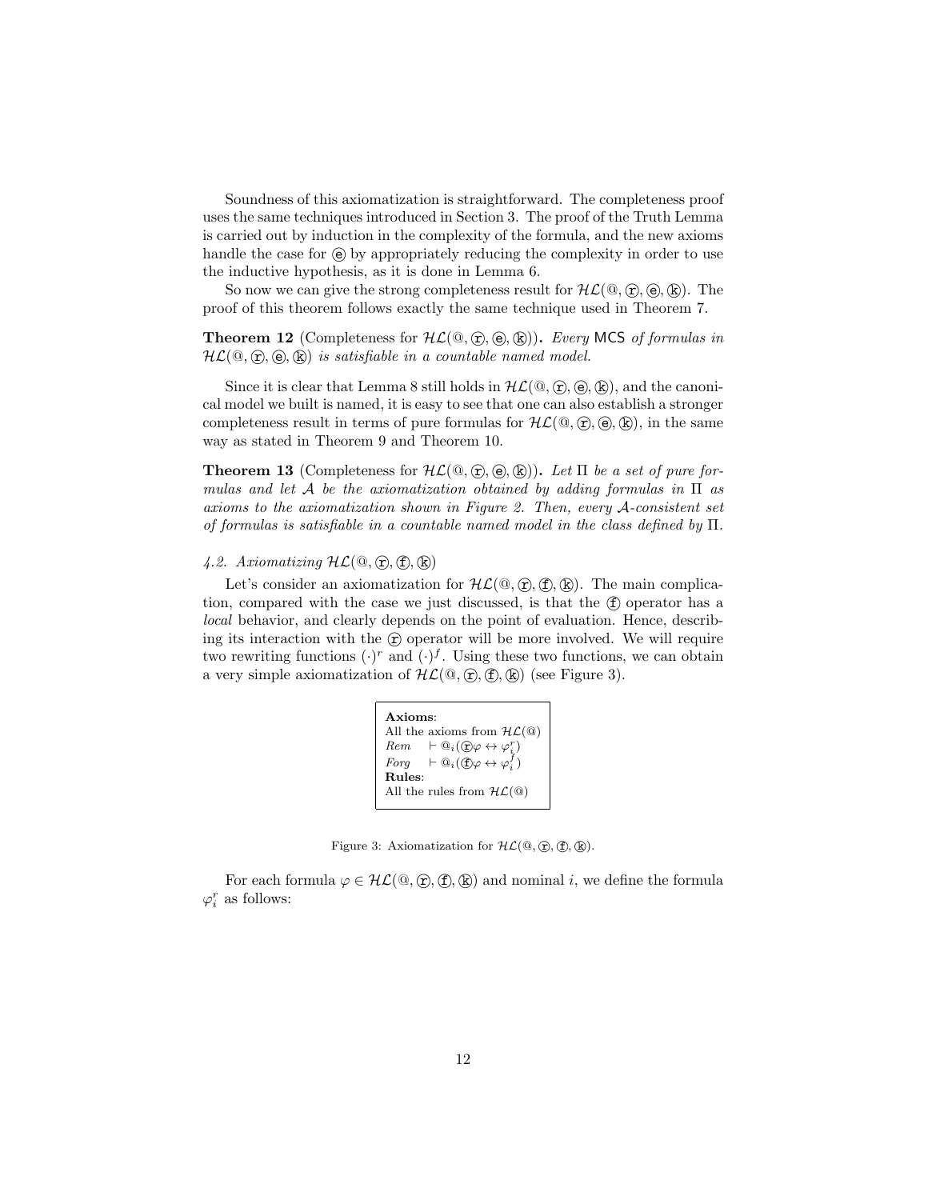Soundness of this axiomatization is straightforward. The completeness proof uses the same techniques introduced in Section 3. The proof of the Truth Lemma is carried out by induction in the complexity of the formula, and the new axioms handle the case for ⓔ by appropriately reducing the complexity in order to use the inductive hypothesis, as it is done in Lemma 6.

So now we can give the strong completeness result for $\mathcal{HL}(@, ⓡ, ⓔ, ⓚ)$. The proof of this theorem follows exactly the same technique used in Theorem 7.

**Theorem 12** (Completeness for $\mathcal{HL}(@, ⓡ, ⓔ, ⓚ)$)**.** *Every* MCS *of formulas in* $\mathcal{HL}(@, ⓡ, ⓔ, ⓚ)$ *is satisfiable in a countable named model.*

Since it is clear that Lemma 8 still holds in $\mathcal{HL}(@, ⓡ, ⓔ, ⓚ)$, and the canonical model we built is named, it is easy to see that one can also establish a stronger completeness result in terms of pure formulas for $\mathcal{HL}(@, ⓡ, ⓔ, ⓚ)$, in the same way as stated in Theorem 9 and Theorem 10.

**Theorem 13** (Completeness for $\mathcal{HL}(@, ⓡ, ⓔ, ⓚ)$)**.** *Let* $\Pi$ *be a set of pure formulas and let* $\mathcal{A}$ *be the axiomatization obtained by adding formulas in* $\Pi$ *as axioms to the axiomatization shown in Figure 2. Then, every* $\mathcal{A}$*-consistent set of formulas is satisfiable in a countable named model in the class defined by* $\Pi$.

### *4.2. Axiomatizing* $\mathcal{HL}(@, ⓡ, ⓕ, ⓚ)$

Let's consider an axiomatization for $\mathcal{HL}(@, ⓡ, ⓕ, ⓚ)$. The main complication, compared with the case we just discussed, is that the ⓕ operator has a *local* behavior, and clearly depends on the point of evaluation. Hence, describing its interaction with the ⓡ operator will be more involved. We will require two rewriting functions $(\cdot)^r$ and $(\cdot)^f$. Using these two functions, we can obtain a very simple axiomatization of $\mathcal{HL}(@, ⓡ, ⓕ, ⓚ)$ (see Figure 3).

**Axioms**:
All the axioms from $\mathcal{HL}(@)$
*Rem* $\quad \vdash @_i(ⓡ\varphi \leftrightarrow \varphi^r_i)$
*Forg* $\quad \vdash @_i(ⓕ\varphi \leftrightarrow \varphi^f_i)$
**Rules**:
All the rules from $\mathcal{HL}(@)$

Figure 3: Axiomatization for $\mathcal{HL}(@, ⓡ, ⓕ, ⓚ)$.

For each formula $\varphi \in \mathcal{HL}(@, ⓡ, ⓕ, ⓚ)$ and nominal $i$, we define the formula $\varphi^r_i$ as follows: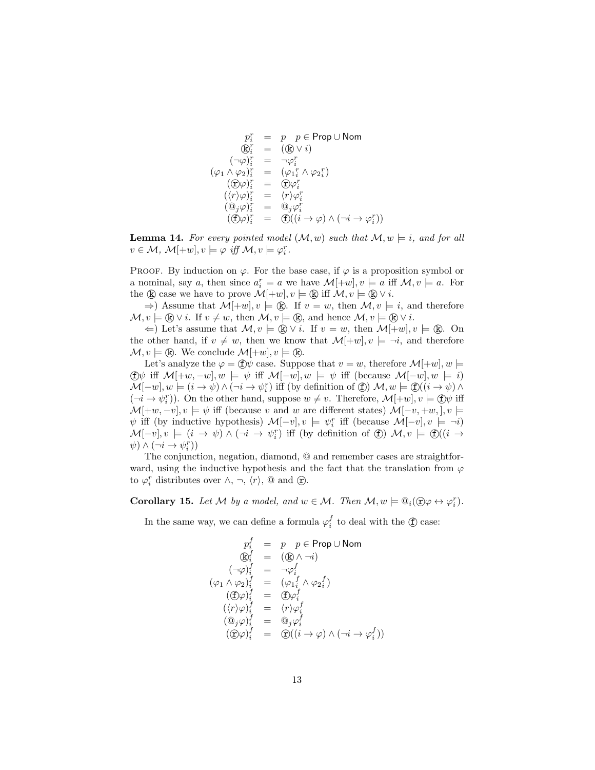$$
\begin{array}{rcl}
p_i^r & = & p \quad p \in \mathsf{Prop} \cup \mathsf{Nom} \\
\textcircled{k}_i^r & = & (\textcircled{k} \vee i) \\
(\neg\varphi)_i^r & = & \neg\varphi_i^r \\
(\varphi_1 \wedge \varphi_2)_i^r & = & (\varphi_1{}_i^r \wedge \varphi_2{}_i^r) \\
(\textcircled{r}\varphi)_i^r & = & \textcircled{r}\varphi_i^r \\
(\langle r\rangle\varphi)_i^r & = & \langle r\rangle\varphi_i^r \\
(@_j\varphi)_i^r & = & @_j\varphi_i^r \\
(\textcircled{f}\varphi)_i^r & = & \textcircled{f}((i \to \varphi) \wedge (\neg i \to \varphi_i^r))
\end{array}
$$

**Lemma 14.** *For every pointed model $(\mathcal{M}, w)$ such that $\mathcal{M}, w \models i$, and for all $v \in \mathcal{M}$, $\mathcal{M}[+w], v \models \varphi$ iff $\mathcal{M}, v \models \varphi_i^r$.*

Proof. By induction on $\varphi$. For the base case, if $\varphi$ is a proposition symbol or a nominal, say $a$, then since $a_i^r = a$ we have $\mathcal{M}[+w], v \models a$ iff $\mathcal{M}, v \models a$. For the $\textcircled{k}$ case we have to prove $\mathcal{M}[+w], v \models \textcircled{k}$ iff $\mathcal{M}, v \models \textcircled{k} \vee i$.

$\Rightarrow$) Assume that $\mathcal{M}[+w], v \models \textcircled{k}$. If $v = w$, then $\mathcal{M}, v \models i$, and therefore $\mathcal{M}, v \models \textcircled{k} \vee i$. If $v \neq w$, then $\mathcal{M}, v \models \textcircled{k}$, and hence $\mathcal{M}, v \models \textcircled{k} \vee i$.

$\Leftarrow$) Let's assume that $\mathcal{M}, v \models \textcircled{k} \vee i$. If $v = w$, then $\mathcal{M}[+w], v \models \textcircled{k}$. On the other hand, if $v \neq w$, then we know that $\mathcal{M}[+w], v \models \neg i$, and therefore $\mathcal{M}, v \models \textcircled{k}$. We conclude $\mathcal{M}[+w], v \models \textcircled{k}$.

Let's analyze the $\varphi = \textcircled{f}\psi$ case. Suppose that $v = w$, therefore $\mathcal{M}[+w], w \models \textcircled{f}\psi$ iff $\mathcal{M}[+w, -w], w \models \psi$ iff $\mathcal{M}[-w], w \models \psi$ iff (because $\mathcal{M}[-w], w \models i$) $\mathcal{M}[-w], w \models (i \to \psi) \wedge (\neg i \to \psi_i^r)$ iff (by definition of $\textcircled{f}$) $\mathcal{M}, w \models \textcircled{f}((i \to \psi) \wedge (\neg i \to \psi_i^r))$. On the other hand, suppose $w \neq v$. Therefore, $\mathcal{M}[+w], v \models \textcircled{f}\psi$ iff $\mathcal{M}[+w, -v], v \models \psi$ iff (because $v$ and $w$ are different states) $\mathcal{M}[-v, +w, ], v \models \psi$ iff (by inductive hypothesis) $\mathcal{M}[-v], v \models \psi_i^r$ iff (because $\mathcal{M}[-v], v \models \neg i$) $\mathcal{M}[-v], v \models (i \to \psi) \wedge (\neg i \to \psi_i^r)$ iff (by definition of $\textcircled{f}$) $\mathcal{M}, v \models \textcircled{f}((i \to \psi) \wedge (\neg i \to \psi_i^r))$

The conjunction, negation, diamond, @ and remember cases are straightforward, using the inductive hypothesis and the fact that the translation from $\varphi$ to $\varphi_i^r$ distributes over $\wedge$, $\neg$, $\langle r\rangle$, @ and $\textcircled{r}$.

**Corollary 15.** *Let $\mathcal{M}$ by a model, and $w \in \mathcal{M}$. Then $\mathcal{M}, w \models @_i(\textcircled{r}\varphi \leftrightarrow \varphi_i^r)$.*

In the same way, we can define a formula $\varphi_i^f$ to deal with the $\textcircled{f}$ case:

$$
\begin{array}{rcl}
p_i^f & = & p \quad p \in \mathsf{Prop} \cup \mathsf{Nom} \\
\textcircled{k}_i^f & = & (\textcircled{k} \wedge \neg i) \\
(\neg\varphi)_i^f & = & \neg\varphi_i^f \\
(\varphi_1 \wedge \varphi_2)_i^f & = & (\varphi_1{}_i^f \wedge \varphi_2{}_i^f) \\
(\textcircled{f}\varphi)_i^f & = & \textcircled{f}\varphi_i^f \\
(\langle r\rangle\varphi)_i^f & = & \langle r\rangle\varphi_i^f \\
(@_j\varphi)_i^f & = & @_j\varphi_i^f \\
(\textcircled{r}\varphi)_i^f & = & \textcircled{r}((i \to \varphi) \wedge (\neg i \to \varphi_i^f))
\end{array}
$$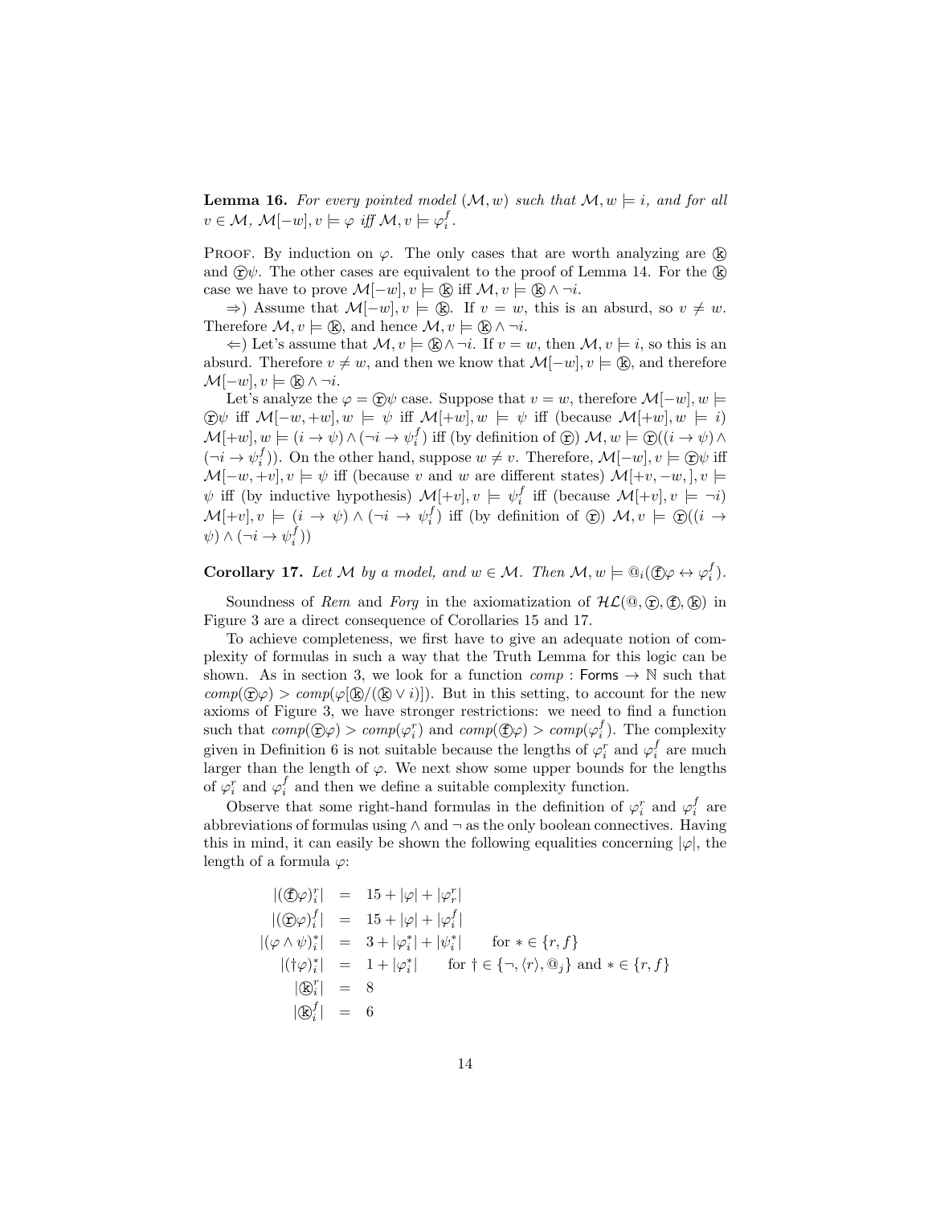**Lemma 16.** *For every pointed model $(\mathcal{M}, w)$ such that $\mathcal{M}, w \models i$, and for all $v \in \mathcal{M}$, $\mathcal{M}[-w], v \models \varphi$ iff $\mathcal{M}, v \models \varphi_i^f$.*

Proof. By induction on $\varphi$. The only cases that are worth analyzing are ⓚ and ⓡ$\psi$. The other cases are equivalent to the proof of Lemma 14. For the ⓚ case we have to prove $\mathcal{M}[-w], v \models$ ⓚ iff $\mathcal{M}, v \models$ ⓚ $\wedge \neg i$.

$\Rightarrow$) Assume that $\mathcal{M}[-w], v \models$ ⓚ. If $v = w$, this is an absurd, so $v \neq w$. Therefore $\mathcal{M}, v \models$ ⓚ, and hence $\mathcal{M}, v \models$ ⓚ $\wedge \neg i$.

$\Leftarrow$) Let's assume that $\mathcal{M}, v \models$ ⓚ$\wedge \neg i$. If $v = w$, then $\mathcal{M}, v \models i$, so this is an absurd. Therefore $v \neq w$, and then we know that $\mathcal{M}[-w], v \models$ ⓚ, and therefore $\mathcal{M}[-w], v \models$ ⓚ $\wedge \neg i$.

Let's analyze the $\varphi =$ ⓡ$\psi$ case. Suppose that $v = w$, therefore $\mathcal{M}[-w], w \models$ ⓡ$\psi$ iff $\mathcal{M}[-w, +w], w \models \psi$ iff $\mathcal{M}[+w], w \models \psi$ iff (because $\mathcal{M}[+w], w \models i$) $\mathcal{M}[+w], w \models (i \rightarrow \psi) \wedge (\neg i \rightarrow \psi_i^f)$ iff (by definition of ⓡ) $\mathcal{M}, w \models$ ⓡ$((i \rightarrow \psi) \wedge (\neg i \rightarrow \psi_i^f))$. On the other hand, suppose $w \neq v$. Therefore, $\mathcal{M}[-w], v \models$ ⓡ$\psi$ iff $\mathcal{M}[-w, +v], v \models \psi$ iff (because $v$ and $w$ are different states) $\mathcal{M}[+v, -w, ], v \models \psi$ iff (by inductive hypothesis) $\mathcal{M}[+v], v \models \psi_i^f$ iff (because $\mathcal{M}[+v], v \models \neg i$) $\mathcal{M}[+v], v \models (i \rightarrow \psi) \wedge (\neg i \rightarrow \psi_i^f)$ iff (by definition of ⓡ) $\mathcal{M}, v \models$ ⓡ$((i \rightarrow \psi) \wedge (\neg i \rightarrow \psi_i^f))$

**Corollary 17.** *Let $\mathcal{M}$ by a model, and $w \in \mathcal{M}$. Then $\mathcal{M}, w \models @_i($ⓕ$\varphi \leftrightarrow \varphi_i^f)$.*

Soundness of *Rem* and *Forg* in the axiomatization of $\mathcal{HL}(@,$ ⓡ, ⓕ, ⓚ$)$ in Figure 3 are a direct consequence of Corollaries 15 and 17.

To achieve completeness, we first have to give an adequate notion of complexity of formulas in such a way that the Truth Lemma for this logic can be shown. As in section 3, we look for a function $comp$ : Forms $\rightarrow \mathbb{N}$ such that $comp($ⓡ$\varphi) > comp(\varphi[$ⓚ$/($ⓚ$\vee i)])$. But in this setting, to account for the new axioms of Figure 3, we have stronger restrictions: we need to find a function such that $comp($ⓡ$\varphi) > comp(\varphi_i^r)$ and $comp($ⓕ$\varphi) > comp(\varphi_i^f)$. The complexity given in Definition 6 is not suitable because the lengths of $\varphi_i^r$ and $\varphi_i^f$ are much larger than the length of $\varphi$. We next show some upper bounds for the lengths of $\varphi_i^r$ and $\varphi_i^f$ and then we define a suitable complexity function.

Observe that some right-hand formulas in the definition of $\varphi_i^r$ and $\varphi_i^f$ are abbreviations of formulas using $\wedge$ and $\neg$ as the only boolean connectives. Having this in mind, it can easily be shown the following equalities concerning $|\varphi|$, the length of a formula $\varphi$:

$$
\begin{aligned}
|(\text{ⓕ}\varphi)_i^r| &= 15 + |\varphi| + |\varphi_r^r| \\
|(\text{ⓡ}\varphi)_i^f| &= 15 + |\varphi| + |\varphi_i^f| \\
|(\varphi \wedge \psi)_i^*| &= 3 + |\varphi_i^*| + |\psi_i^*| \qquad \text{for } * \in \{r, f\} \\
|(\dagger\varphi)_i^*| &= 1 + |\varphi_i^*| \qquad \text{for } \dagger \in \{\neg, \langle r \rangle, @_j\} \text{ and } * \in \{r, f\} \\
|\text{ⓚ}_i^r| &= 8 \\
|\text{ⓚ}_i^f| &= 6
\end{aligned}
$$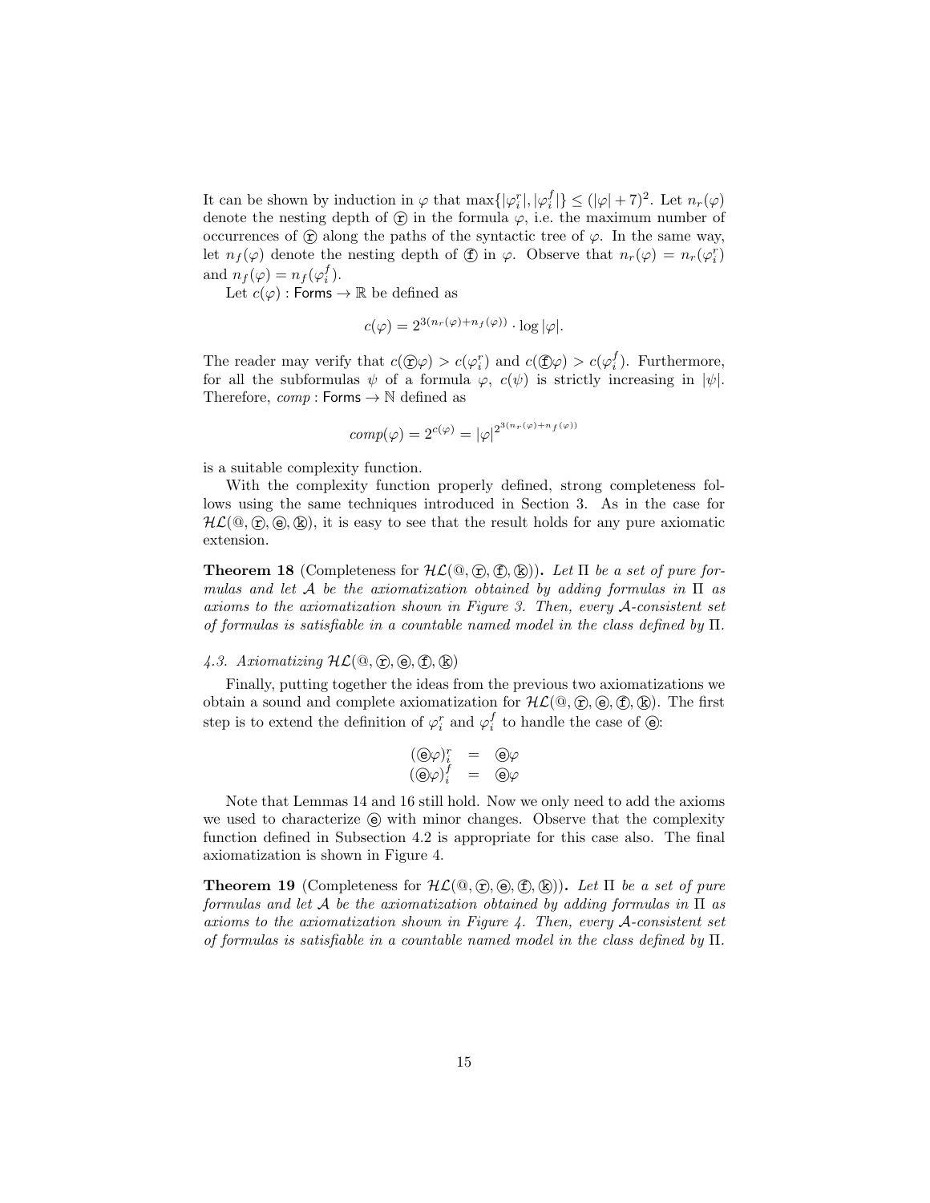It can be shown by induction in $\varphi$ that $\max\{|\varphi_i^r|, |\varphi_i^f|\} \leq (|\varphi| + 7)^2$. Let $n_r(\varphi)$ denote the nesting depth of ⓡ in the formula $\varphi$, i.e. the maximum number of occurrences of ⓡ along the paths of the syntactic tree of $\varphi$. In the same way, let $n_f(\varphi)$ denote the nesting depth of ⓕ in $\varphi$. Observe that $n_r(\varphi) = n_r(\varphi_i^r)$ and $n_f(\varphi) = n_f(\varphi_i^f)$.

Let $c(\varphi) : \mathsf{Forms} \to \mathbb{R}$ be defined as

$$c(\varphi) = 2^{3(n_r(\varphi)+n_f(\varphi))} \cdot \log |\varphi|.$$

The reader may verify that $c(ⓡ\varphi) > c(\varphi_i^r)$ and $c(ⓕ\varphi) > c(\varphi_i^f)$. Furthermore, for all the subformulas $\psi$ of a formula $\varphi$, $c(\psi)$ is strictly increasing in $|\psi|$. Therefore, $comp : \mathsf{Forms} \to \mathbb{N}$ defined as

$$comp(\varphi) = 2^{c(\varphi)} = |\varphi|^{2^{3(n_r(\varphi)+n_f(\varphi))}}$$

is a suitable complexity function.

With the complexity function properly defined, strong completeness follows using the same techniques introduced in Section 3. As in the case for $\mathcal{HL}$(@, ⓡ, ⓔ, ⓚ), it is easy to see that the result holds for any pure axiomatic extension.

**Theorem 18** (Completeness for $\mathcal{HL}$(@, ⓡ, ⓕ, ⓚ))**.** *Let $\Pi$ be a set of pure formulas and let $\mathcal{A}$ be the axiomatization obtained by adding formulas in $\Pi$ as axioms to the axiomatization shown in Figure 3. Then, every $\mathcal{A}$-consistent set of formulas is satisfiable in a countable named model in the class defined by $\Pi$.*

### 4.3. Axiomatizing $\mathcal{HL}$(@, ⓡ, ⓔ, ⓕ, ⓚ)

Finally, putting together the ideas from the previous two axiomatizations we obtain a sound and complete axiomatization for $\mathcal{HL}$(@, ⓡ, ⓔ, ⓕ, ⓚ). The first step is to extend the definition of $\varphi_i^r$ and $\varphi_i^f$ to handle the case of ⓔ:

$$\begin{array}{rcl} (ⓔ\varphi)_i^r & = & ⓔ\varphi \\ (ⓔ\varphi)_i^f & = & ⓔ\varphi \end{array}$$

Note that Lemmas 14 and 16 still hold. Now we only need to add the axioms we used to characterize ⓔ with minor changes. Observe that the complexity function defined in Subsection 4.2 is appropriate for this case also. The final axiomatization is shown in Figure 4.

**Theorem 19** (Completeness for $\mathcal{HL}$(@, ⓡ, ⓔ, ⓕ, ⓚ))**.** *Let $\Pi$ be a set of pure formulas and let $\mathcal{A}$ be the axiomatization obtained by adding formulas in $\Pi$ as axioms to the axiomatization shown in Figure 4. Then, every $\mathcal{A}$-consistent set of formulas is satisfiable in a countable named model in the class defined by $\Pi$.*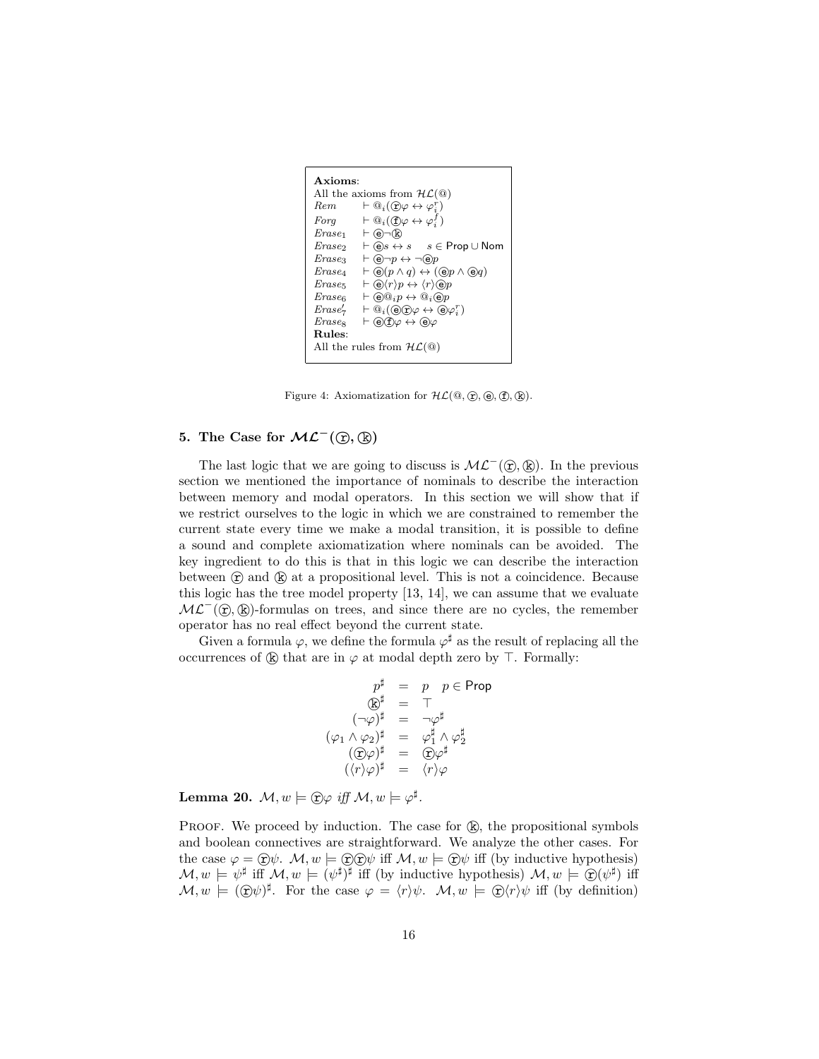**Axioms**:
All the axioms from $\mathcal{HL}(@)$

| | |
|---|---|
| *Rem* | $\vdash @_i(\textcircled{r}\varphi \leftrightarrow \varphi_i^r)$ |
| *Forg* | $\vdash @_i(\textcircled{f}\varphi \leftrightarrow \varphi_i^f)$ |
| *Erase*$_1$ | $\vdash \textcircled{e}\neg\textcircled{k}$ |
| *Erase*$_2$ | $\vdash \textcircled{e}s \leftrightarrow s \quad s \in \mathsf{Prop} \cup \mathsf{Nom}$ |
| *Erase*$_3$ | $\vdash \textcircled{e}\neg p \leftrightarrow \neg\textcircled{e}p$ |
| *Erase*$_4$ | $\vdash \textcircled{e}(p \wedge q) \leftrightarrow (\textcircled{e}p \wedge \textcircled{e}q)$ |
| *Erase*$_5$ | $\vdash \textcircled{e}\langle r\rangle p \leftrightarrow \langle r\rangle\textcircled{e}p$ |
| *Erase*$_6$ | $\vdash \textcircled{e}@_i p \leftrightarrow @_i\textcircled{e}p$ |
| *Erase*$_7$ | $\vdash @_i(\textcircled{e}\textcircled{r}\varphi \leftrightarrow \textcircled{e}\varphi_i^r)$ |
| *Erase*$_8$ | $\vdash \textcircled{e}\textcircled{f}\varphi \leftrightarrow \textcircled{e}\varphi$ |

**Rules**:
All the rules from $\mathcal{HL}(@)$

Figure 4: Axiomatization for $\mathcal{HL}(@, \textcircled{r}, \textcircled{e}, \textcircled{f}, \textcircled{k})$.

## 5. The Case for $\mathcal{ML}^-(\textcircled{r}, \textcircled{k})$

The last logic that we are going to discuss is $\mathcal{ML}^-(\textcircled{r}, \textcircled{k})$. In the previous section we mentioned the importance of nominals to describe the interaction between memory and modal operators. In this section we will show that if we restrict ourselves to the logic in which we are constrained to remember the current state every time we make a modal transition, it is possible to define a sound and complete axiomatization where nominals can be avoided. The key ingredient to do this is that in this logic we can describe the interaction between $\textcircled{r}$ and $\textcircled{k}$ at a propositional level. This is not a coincidence. Because this logic has the tree model property [13, 14], we can assume that we evaluate $\mathcal{ML}^-(\textcircled{r}, \textcircled{k})$-formulas on trees, and since there are no cycles, the remember operator has no real effect beyond the current state.

Given a formula $\varphi$, we define the formula $\varphi^\sharp$ as the result of replacing all the occurrences of $\textcircled{k}$ that are in $\varphi$ at modal depth zero by $\top$. Formally:

$$
\begin{array}{rcll}
p^\sharp & = & p & p \in \mathsf{Prop} \\
\textcircled{k}^\sharp & = & \top & \\
(\neg\varphi)^\sharp & = & \neg\varphi^\sharp & \\
(\varphi_1 \wedge \varphi_2)^\sharp & = & \varphi_1^\sharp \wedge \varphi_2^\sharp & \\
(\textcircled{r}\varphi)^\sharp & = & \textcircled{r}\varphi^\sharp & \\
(\langle r\rangle\varphi)^\sharp & = & \langle r\rangle\varphi &
\end{array}
$$

**Lemma 20.** $\mathcal{M}, w \models \textcircled{r}\varphi$ *iff* $\mathcal{M}, w \models \varphi^\sharp$.

Proof. We proceed by induction. The case for $\textcircled{k}$, the propositional symbols and boolean connectives are straightforward. We analyze the other cases. For the case $\varphi = \textcircled{r}\psi$. $\mathcal{M}, w \models \textcircled{r}\textcircled{r}\psi$ iff $\mathcal{M}, w \models \textcircled{r}\psi$ iff (by inductive hypothesis) $\mathcal{M}, w \models \psi^\sharp$ iff $\mathcal{M}, w \models (\psi^\sharp)^\sharp$ iff (by inductive hypothesis) $\mathcal{M}, w \models \textcircled{r}(\psi^\sharp)$ iff $\mathcal{M}, w \models (\textcircled{r}\psi)^\sharp$. For the case $\varphi = \langle r\rangle\psi$. $\mathcal{M}, w \models \textcircled{r}\langle r\rangle\psi$ iff (by definition)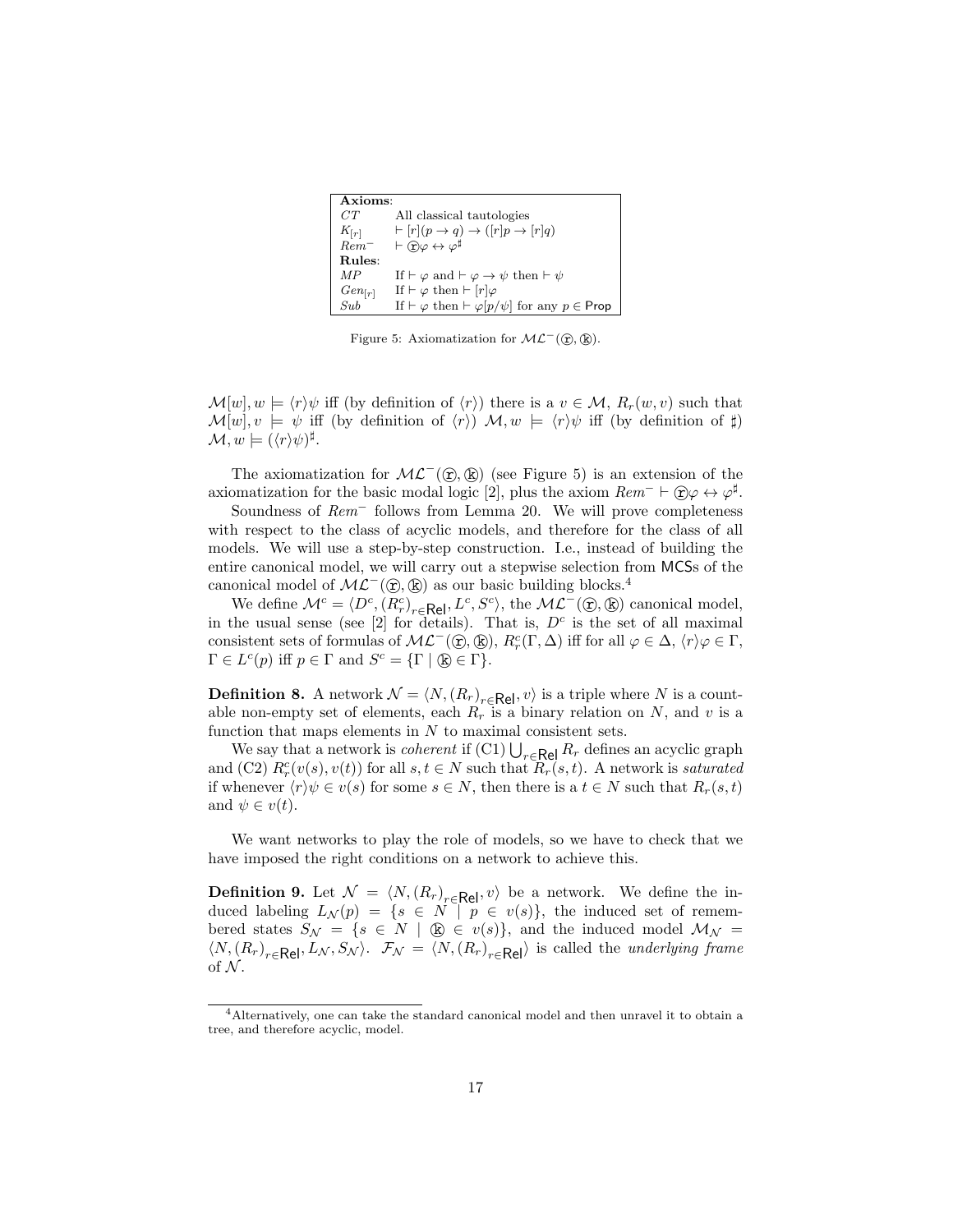| **Axioms**: | |
|---|---|
| $CT$ | All classical tautologies |
| $K_{[r]}$ | $\vdash [r](p \to q) \to ([r]p \to [r]q)$ |
| $Rem^-$ | $\vdash ⓡ\varphi \leftrightarrow \varphi^\sharp$ |
| **Rules**: | |
| $MP$ | If $\vdash \varphi$ and $\vdash \varphi \to \psi$ then $\vdash \psi$ |
| $Gen_{[r]}$ | If $\vdash \varphi$ then $\vdash [r]\varphi$ |
| $Sub$ | If $\vdash \varphi$ then $\vdash \varphi[p/\psi]$ for any $p \in \mathsf{Prop}$ |

Figure 5: Axiomatization for $\mathcal{ML}^-(ⓡ, ⓚ)$.

$\mathcal{M}[w], w \models \langle r\rangle\psi$ iff (by definition of $\langle r\rangle$) there is a $v \in \mathcal{M}$, $R_r(w, v)$ such that $\mathcal{M}[w], v \models \psi$ iff (by definition of $\langle r\rangle$) $\mathcal{M}, w \models \langle r\rangle\psi$ iff (by definition of $\sharp$) $\mathcal{M}, w \models (\langle r\rangle\psi)^\sharp$.

The axiomatization for $\mathcal{ML}^-(ⓡ, ⓚ)$ (see Figure 5) is an extension of the axiomatization for the basic modal logic [2], plus the axiom $Rem^- \vdash ⓡ\varphi \leftrightarrow \varphi^\sharp$.

Soundness of $Rem^-$ follows from Lemma 20. We will prove completeness with respect to the class of acyclic models, and therefore for the class of all models. We will use a step-by-step construction. I.e., instead of building the entire canonical model, we will carry out a stepwise selection from MCSs of the canonical model of $\mathcal{ML}^-(ⓡ, ⓚ)$ as our basic building blocks.[4]

We define $\mathcal{M}^c = \langle D^c, (R^c_r)_{r\in\mathsf{Rel}}, L^c, S^c\rangle$, the $\mathcal{ML}^-(ⓡ, ⓚ)$ canonical model, in the usual sense (see [2] for details). That is, $D^c$ is the set of all maximal consistent sets of formulas of $\mathcal{ML}^-(ⓡ, ⓚ)$, $R^c_r(\Gamma, \Delta)$ iff for all $\varphi \in \Delta$, $\langle r\rangle\varphi \in \Gamma$, $\Gamma \in L^c(p)$ iff $p \in \Gamma$ and $S^c = \{\Gamma \mid ⓚ \in \Gamma\}$.

**Definition 8.** A network $\mathcal{N} = \langle N, (R_r)_{r\in\mathsf{Rel}}, v\rangle$ is a triple where $N$ is a countable non-empty set of elements, each $R_r$ is a binary relation on $N$, and $v$ is a function that maps elements in $N$ to maximal consistent sets.

We say that a network is *coherent* if (C1) $\bigcup_{r\in\mathsf{Rel}} R_r$ defines an acyclic graph and (C2) $R^c_r(v(s), v(t))$ for all $s, t \in N$ such that $R_r(s, t)$. A network is *saturated* if whenever $\langle r\rangle\psi \in v(s)$ for some $s \in N$, then there is a $t \in N$ such that $R_r(s, t)$ and $\psi \in v(t)$.

We want networks to play the role of models, so we have to check that we have imposed the right conditions on a network to achieve this.

**Definition 9.** Let $\mathcal{N} = \langle N, (R_r)_{r\in\mathsf{Rel}}, v\rangle$ be a network. We define the induced labeling $L_\mathcal{N}(p) = \{s \in N \mid p \in v(s)\}$, the induced set of remembered states $S_\mathcal{N} = \{s \in N \mid ⓚ \in v(s)\}$, and the induced model $\mathcal{M}_\mathcal{N} = \langle N, (R_r)_{r\in\mathsf{Rel}}, L_\mathcal{N}, S_\mathcal{N}\rangle$. $\mathcal{F}_\mathcal{N} = \langle N, (R_r)_{r\in\mathsf{Rel}}\rangle$ is called the *underlying frame* of $\mathcal{N}$.

[4] Alternatively, one can take the standard canonical model and then unravel it to obtain a tree, and therefore acyclic, model.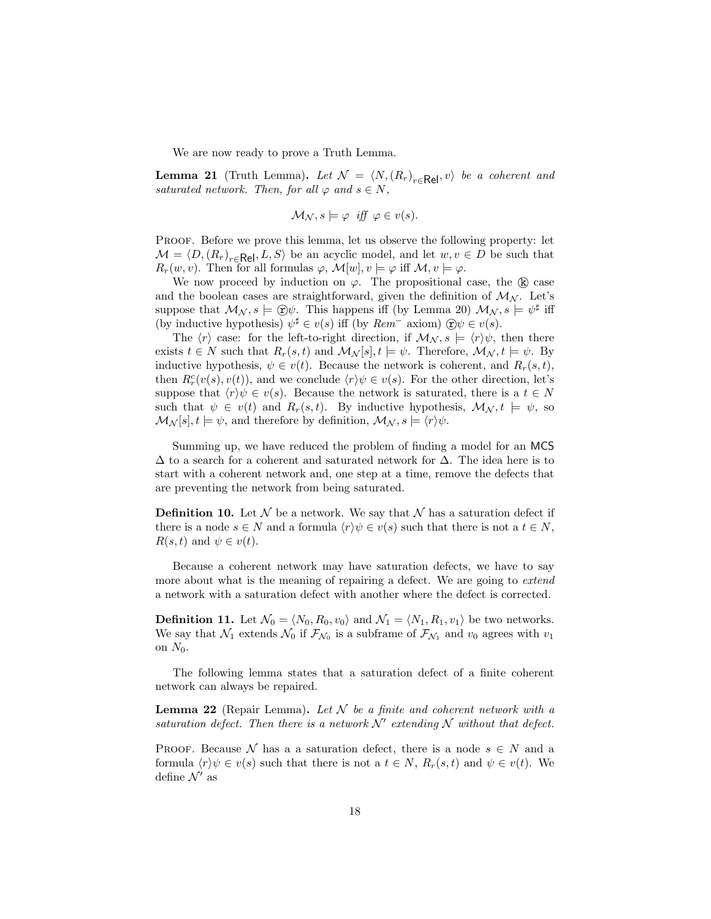We are now ready to prove a Truth Lemma.

**Lemma 21** (Truth Lemma)**.** *Let $\mathcal{N} = \langle N, (R_r)_{r \in \mathsf{Rel}}, v\rangle$ be a coherent and saturated network. Then, for all $\varphi$ and $s \in N$,*

$$\mathcal{M}_{\mathcal{N}}, s \models \varphi \;\text{ iff }\; \varphi \in v(s).$$

Proof. Before we prove this lemma, let us observe the following property: let $\mathcal{M} = \langle D, (R_r)_{r \in \mathsf{Rel}}, L, S\rangle$ be an acyclic model, and let $w, v \in D$ be such that $R_r(w, v)$. Then for all formulas $\varphi$, $\mathcal{M}[w], v \models \varphi$ iff $\mathcal{M}, v \models \varphi$.

We now proceed by induction on $\varphi$. The propositional case, the ⓚ case and the boolean cases are straightforward, given the definition of $\mathcal{M}_{\mathcal{N}}$. Let's suppose that $\mathcal{M}_{\mathcal{N}}, s \models$ ⓡ$\psi$. This happens iff (by Lemma 20) $\mathcal{M}_{\mathcal{N}}, s \models \psi^{\sharp}$ iff (by inductive hypothesis) $\psi^{\sharp} \in v(s)$ iff (by $Rem^{-}$ axiom) ⓡ$\psi \in v(s)$.

The $\langle r\rangle$ case: for the left-to-right direction, if $\mathcal{M}_{\mathcal{N}}, s \models \langle r\rangle\psi$, then there exists $t \in N$ such that $R_r(s, t)$ and $\mathcal{M}_{\mathcal{N}}[s], t \models \psi$. Therefore, $\mathcal{M}_{\mathcal{N}}, t \models \psi$. By inductive hypothesis, $\psi \in v(t)$. Because the network is coherent, and $R_r(s, t)$, then $R^c_r(v(s), v(t))$, and we conclude $\langle r\rangle\psi \in v(s)$. For the other direction, let's suppose that $\langle r\rangle\psi \in v(s)$. Because the network is saturated, there is a $t \in N$ such that $\psi \in v(t)$ and $R_r(s, t)$. By inductive hypothesis, $\mathcal{M}_{\mathcal{N}}, t \models \psi$, so $\mathcal{M}_{\mathcal{N}}[s], t \models \psi$, and therefore by definition, $\mathcal{M}_{\mathcal{N}}, s \models \langle r\rangle\psi$.

Summing up, we have reduced the problem of finding a model for an $\mathsf{MCS}$ $\Delta$ to a search for a coherent and saturated network for $\Delta$. The idea here is to start with a coherent network and, one step at a time, remove the defects that are preventing the network from being saturated.

**Definition 10.** Let $\mathcal{N}$ be a network. We say that $\mathcal{N}$ has a saturation defect if there is a node $s \in N$ and a formula $\langle r\rangle\psi \in v(s)$ such that there is not a $t \in N$, $R(s, t)$ and $\psi \in v(t)$.

Because a coherent network may have saturation defects, we have to say more about what is the meaning of repairing a defect. We are going to *extend* a network with a saturation defect with another where the defect is corrected.

**Definition 11.** Let $\mathcal{N}_0 = \langle N_0, R_0, v_0\rangle$ and $\mathcal{N}_1 = \langle N_1, R_1, v_1\rangle$ be two networks. We say that $\mathcal{N}_1$ extends $\mathcal{N}_0$ if $\mathcal{F}_{\mathcal{N}_0}$ is a subframe of $\mathcal{F}_{\mathcal{N}_1}$ and $v_0$ agrees with $v_1$ on $N_0$.

The following lemma states that a saturation defect of a finite coherent network can always be repaired.

**Lemma 22** (Repair Lemma)**.** *Let $\mathcal{N}$ be a finite and coherent network with a saturation defect. Then there is a network $\mathcal{N}'$ extending $\mathcal{N}$ without that defect.*

Proof. Because $\mathcal{N}$ has a a saturation defect, there is a node $s \in N$ and a formula $\langle r\rangle\psi \in v(s)$ such that there is not a $t \in N$, $R_r(s, t)$ and $\psi \in v(t)$. We define $\mathcal{N}'$ as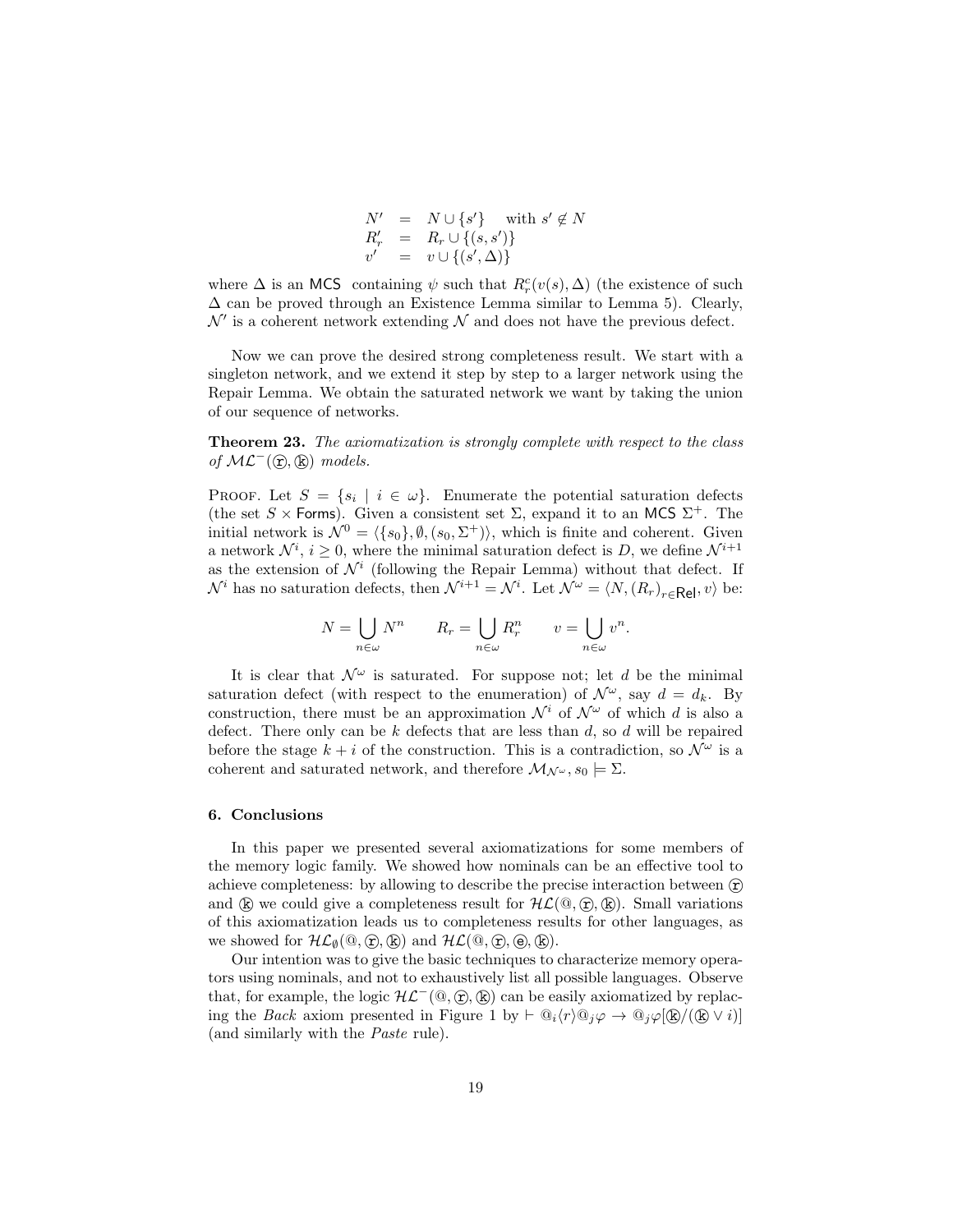$$
\begin{array}{rcl}
N' & = & N \cup \{s'\} \quad \text{with } s' \notin N \\
R'_r & = & R_r \cup \{(s, s')\} \\
v' & = & v \cup \{(s', \Delta)\}
\end{array}
$$

where $\Delta$ is an MCS containing $\psi$ such that $R^c_r(v(s), \Delta)$ (the existence of such $\Delta$ can be proved through an Existence Lemma similar to Lemma 5). Clearly, $\mathcal{N}'$ is a coherent network extending $\mathcal{N}$ and does not have the previous defect.

Now we can prove the desired strong completeness result. We start with a singleton network, and we extend it step by step to a larger network using the Repair Lemma. We obtain the saturated network we want by taking the union of our sequence of networks.

**Theorem 23.** *The axiomatization is strongly complete with respect to the class of $\mathcal{ML}^-(\textcircled{r}, \textcircled{k})$ models.*

Proof. Let $S = \{s_i \mid i \in \omega\}$. Enumerate the potential saturation defects (the set $S \times \mathsf{Forms}$). Given a consistent set $\Sigma$, expand it to an MCS $\Sigma^+$. The initial network is $\mathcal{N}^0 = \langle \{s_0\}, \emptyset, (s_0, \Sigma^+) \rangle$, which is finite and coherent. Given a network $\mathcal{N}^i$, $i \geq 0$, where the minimal saturation defect is $D$, we define $\mathcal{N}^{i+1}$ as the extension of $\mathcal{N}^i$ (following the Repair Lemma) without that defect. If $\mathcal{N}^i$ has no saturation defects, then $\mathcal{N}^{i+1} = \mathcal{N}^i$. Let $\mathcal{N}^\omega = \langle N, (R_r)_{r \in \mathsf{Rel}}, v \rangle$ be:

$$
N = \bigcup_{n \in \omega} N^n \qquad R_r = \bigcup_{n \in \omega} R^n_r \qquad v = \bigcup_{n \in \omega} v^n.
$$

It is clear that $\mathcal{N}^\omega$ is saturated. For suppose not; let $d$ be the minimal saturation defect (with respect to the enumeration) of $\mathcal{N}^\omega$, say $d = d_k$. By construction, there must be an approximation $\mathcal{N}^i$ of $\mathcal{N}^\omega$ of which $d$ is also a defect. There only can be $k$ defects that are less than $d$, so $d$ will be repaired before the stage $k + i$ of the construction. This is a contradiction, so $\mathcal{N}^\omega$ is a coherent and saturated network, and therefore $\mathcal{M}_{\mathcal{N}^\omega}, s_0 \models \Sigma$.

## 6. Conclusions

In this paper we presented several axiomatizations for some members of the memory logic family. We showed how nominals can be an effective tool to achieve completeness: by allowing to describe the precise interaction between $\textcircled{r}$ and $\textcircled{k}$ we could give a completeness result for $\mathcal{HL}(@, \textcircled{r}, \textcircled{k})$. Small variations of this axiomatization leads us to completeness results for other languages, as we showed for $\mathcal{HL}_\emptyset(@, \textcircled{r}, \textcircled{k})$ and $\mathcal{HL}(@, \textcircled{r}, \textcircled{e}, \textcircled{k})$.

Our intention was to give the basic techniques to characterize memory operators using nominals, and not to exhaustively list all possible languages. Observe that, for example, the logic $\mathcal{HL}^-(@, \textcircled{r}, \textcircled{k})$ can be easily axiomatized by replacing the *Back* axiom presented in Figure 1 by $\vdash @_i\langle r\rangle @_j\varphi \to @_j\varphi[\textcircled{k}/(\textcircled{k} \vee i)]$ (and similarly with the *Paste* rule).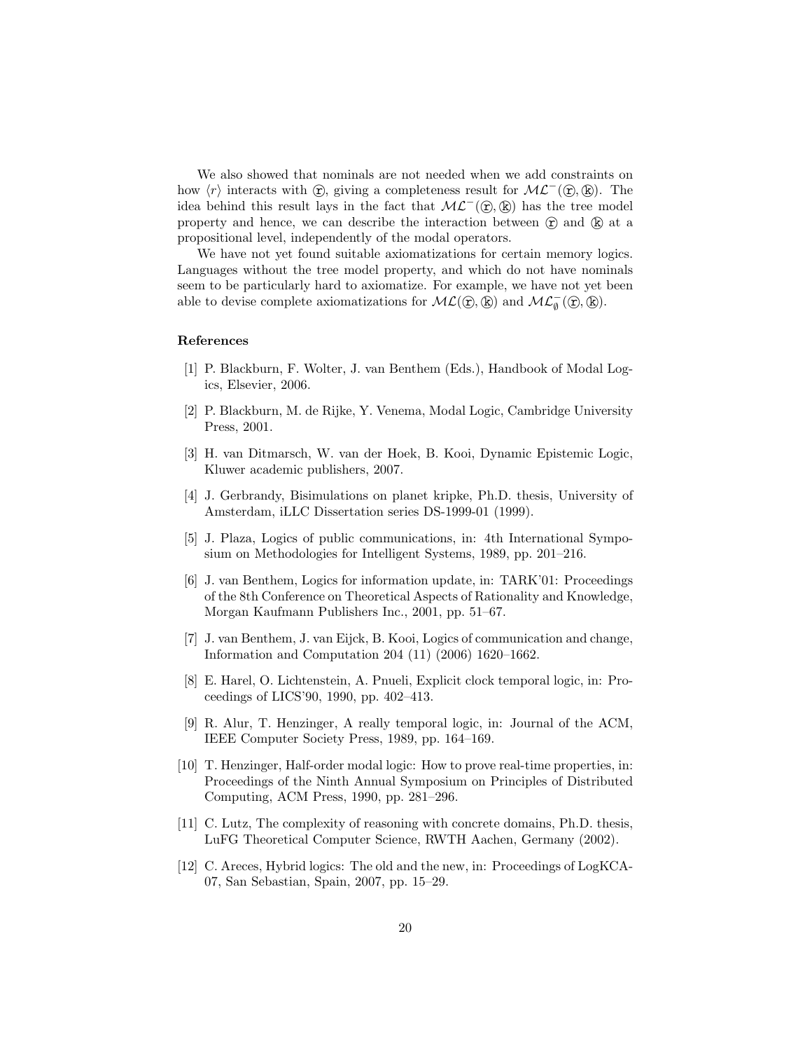We also showed that nominals are not needed when we add constraints on how $\langle r \rangle$ interacts with ⓡ, giving a completeness result for $\mathcal{ML}^-$(ⓡ, ⓚ). The idea behind this result lays in the fact that $\mathcal{ML}^-$(ⓡ, ⓚ) has the tree model property and hence, we can describe the interaction between ⓡ and ⓚ at a propositional level, independently of the modal operators.

We have not yet found suitable axiomatizations for certain memory logics. Languages without the tree model property, and which do not have nominals seem to be particularly hard to axiomatize. For example, we have not yet been able to devise complete axiomatizations for $\mathcal{ML}$(ⓡ, ⓚ) and $\mathcal{ML}^-_\emptyset$(ⓡ, ⓚ).

### References

[1] P. Blackburn, F. Wolter, J. van Benthem (Eds.), Handbook of Modal Logics, Elsevier, 2006.

[2] P. Blackburn, M. de Rijke, Y. Venema, Modal Logic, Cambridge University Press, 2001.

[3] H. van Ditmarsch, W. van der Hoek, B. Kooi, Dynamic Epistemic Logic, Kluwer academic publishers, 2007.

[4] J. Gerbrandy, Bisimulations on planet kripke, Ph.D. thesis, University of Amsterdam, iLLC Dissertation series DS-1999-01 (1999).

[5] J. Plaza, Logics of public communications, in: 4th International Symposium on Methodologies for Intelligent Systems, 1989, pp. 201–216.

[6] J. van Benthem, Logics for information update, in: TARK'01: Proceedings of the 8th Conference on Theoretical Aspects of Rationality and Knowledge, Morgan Kaufmann Publishers Inc., 2001, pp. 51–67.

[7] J. van Benthem, J. van Eijck, B. Kooi, Logics of communication and change, Information and Computation 204 (11) (2006) 1620–1662.

[8] E. Harel, O. Lichtenstein, A. Pnueli, Explicit clock temporal logic, in: Proceedings of LICS'90, 1990, pp. 402–413.

[9] R. Alur, T. Henzinger, A really temporal logic, in: Journal of the ACM, IEEE Computer Society Press, 1989, pp. 164–169.

[10] T. Henzinger, Half-order modal logic: How to prove real-time properties, in: Proceedings of the Ninth Annual Symposium on Principles of Distributed Computing, ACM Press, 1990, pp. 281–296.

[11] C. Lutz, The complexity of reasoning with concrete domains, Ph.D. thesis, LuFG Theoretical Computer Science, RWTH Aachen, Germany (2002).

[12] C. Areces, Hybrid logics: The old and the new, in: Proceedings of LogKCA-07, San Sebastian, Spain, 2007, pp. 15–29.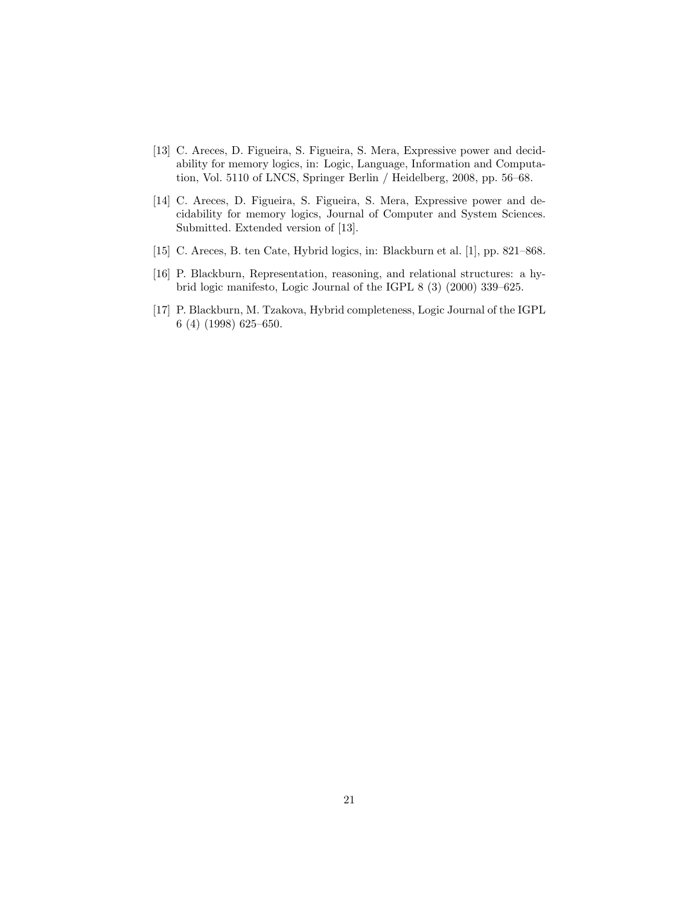[13] C. Areces, D. Figueira, S. Figueira, S. Mera, Expressive power and decidability for memory logics, in: Logic, Language, Information and Computation, Vol. 5110 of LNCS, Springer Berlin / Heidelberg, 2008, pp. 56–68.

[14] C. Areces, D. Figueira, S. Figueira, S. Mera, Expressive power and decidability for memory logics, Journal of Computer and System Sciences. Submitted. Extended version of [13].

[15] C. Areces, B. ten Cate, Hybrid logics, in: Blackburn et al. [1], pp. 821–868.

[16] P. Blackburn, Representation, reasoning, and relational structures: a hybrid logic manifesto, Logic Journal of the IGPL 8 (3) (2000) 339–625.

[17] P. Blackburn, M. Tzakova, Hybrid completeness, Logic Journal of the IGPL 6 (4) (1998) 625–650.